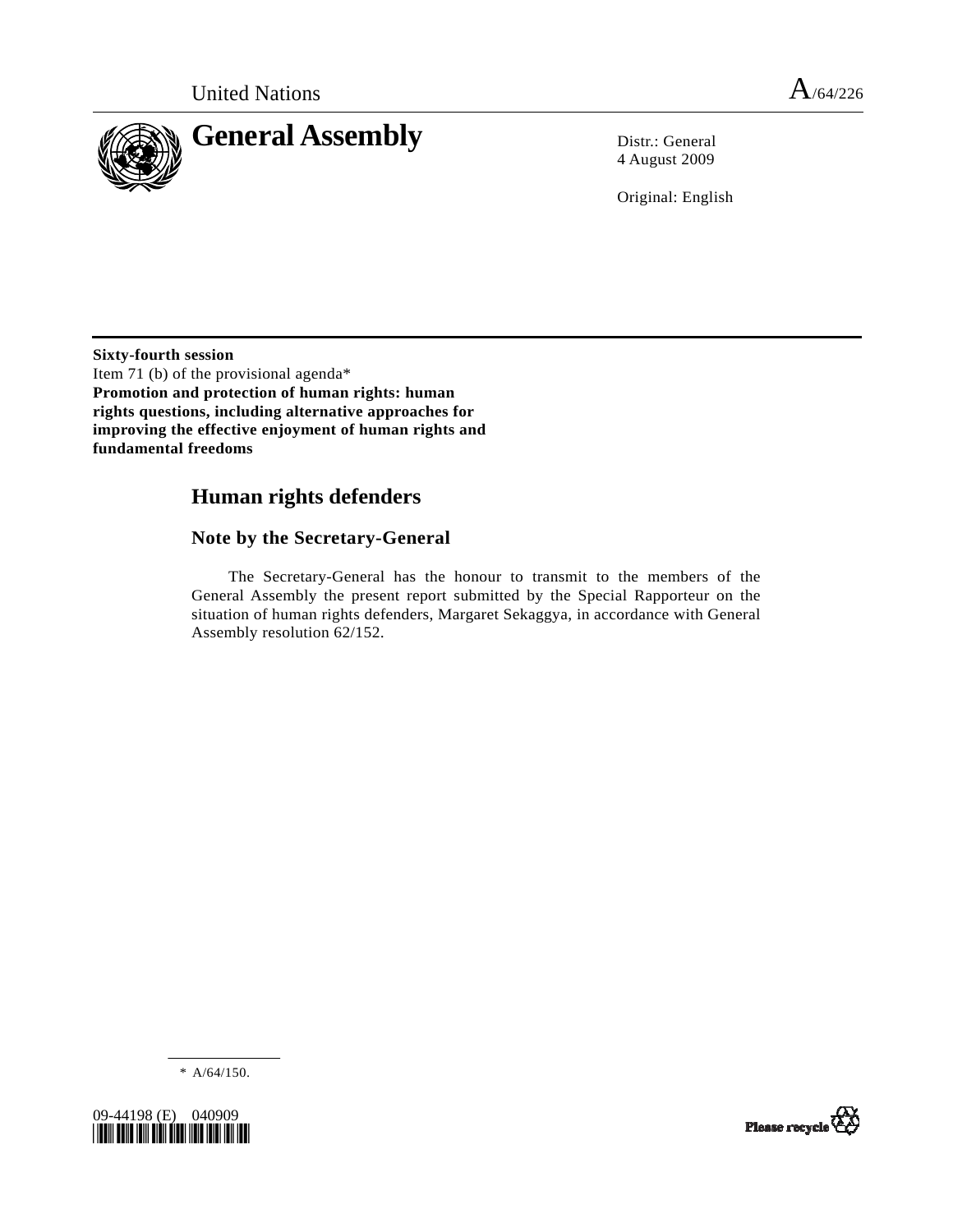United Nations A/64/226

# General Assembly

Distr.: General
4 August 2009

Original: English

**Sixty-fourth session**
Item 71 (b) of the provisional agenda*
**Promotion and protection of human rights: human rights questions, including alternative approaches for improving the effective enjoyment of human rights and fundamental freedoms**

## Human rights defenders

### Note by the Secretary-General

The Secretary-General has the honour to transmit to the members of the General Assembly the present report submitted by the Special Rapporteur on the situation of human rights defenders, Margaret Sekaggya, in accordance with General Assembly resolution 62/152.

---

\* A/64/150.

09-44198 (E) 040909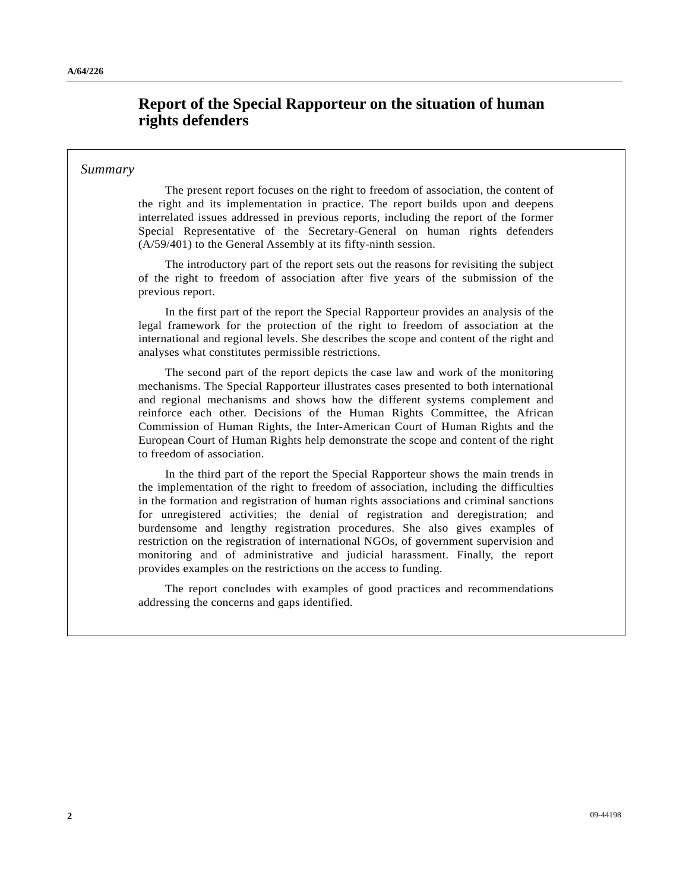# Report of the Special Rapporteur on the situation of human rights defenders

*Summary*

The present report focuses on the right to freedom of association, the content of the right and its implementation in practice. The report builds upon and deepens interrelated issues addressed in previous reports, including the report of the former Special Representative of the Secretary-General on human rights defenders (A/59/401) to the General Assembly at its fifty-ninth session.

The introductory part of the report sets out the reasons for revisiting the subject of the right to freedom of association after five years of the submission of the previous report.

In the first part of the report the Special Rapporteur provides an analysis of the legal framework for the protection of the right to freedom of association at the international and regional levels. She describes the scope and content of the right and analyses what constitutes permissible restrictions.

The second part of the report depicts the case law and work of the monitoring mechanisms. The Special Rapporteur illustrates cases presented to both international and regional mechanisms and shows how the different systems complement and reinforce each other. Decisions of the Human Rights Committee, the African Commission of Human Rights, the Inter-American Court of Human Rights and the European Court of Human Rights help demonstrate the scope and content of the right to freedom of association.

In the third part of the report the Special Rapporteur shows the main trends in the implementation of the right to freedom of association, including the difficulties in the formation and registration of human rights associations and criminal sanctions for unregistered activities; the denial of registration and deregistration; and burdensome and lengthy registration procedures. She also gives examples of restriction on the registration of international NGOs, of government supervision and monitoring and of administrative and judicial harassment. Finally, the report provides examples on the restrictions on the access to funding.

The report concludes with examples of good practices and recommendations addressing the concerns and gaps identified.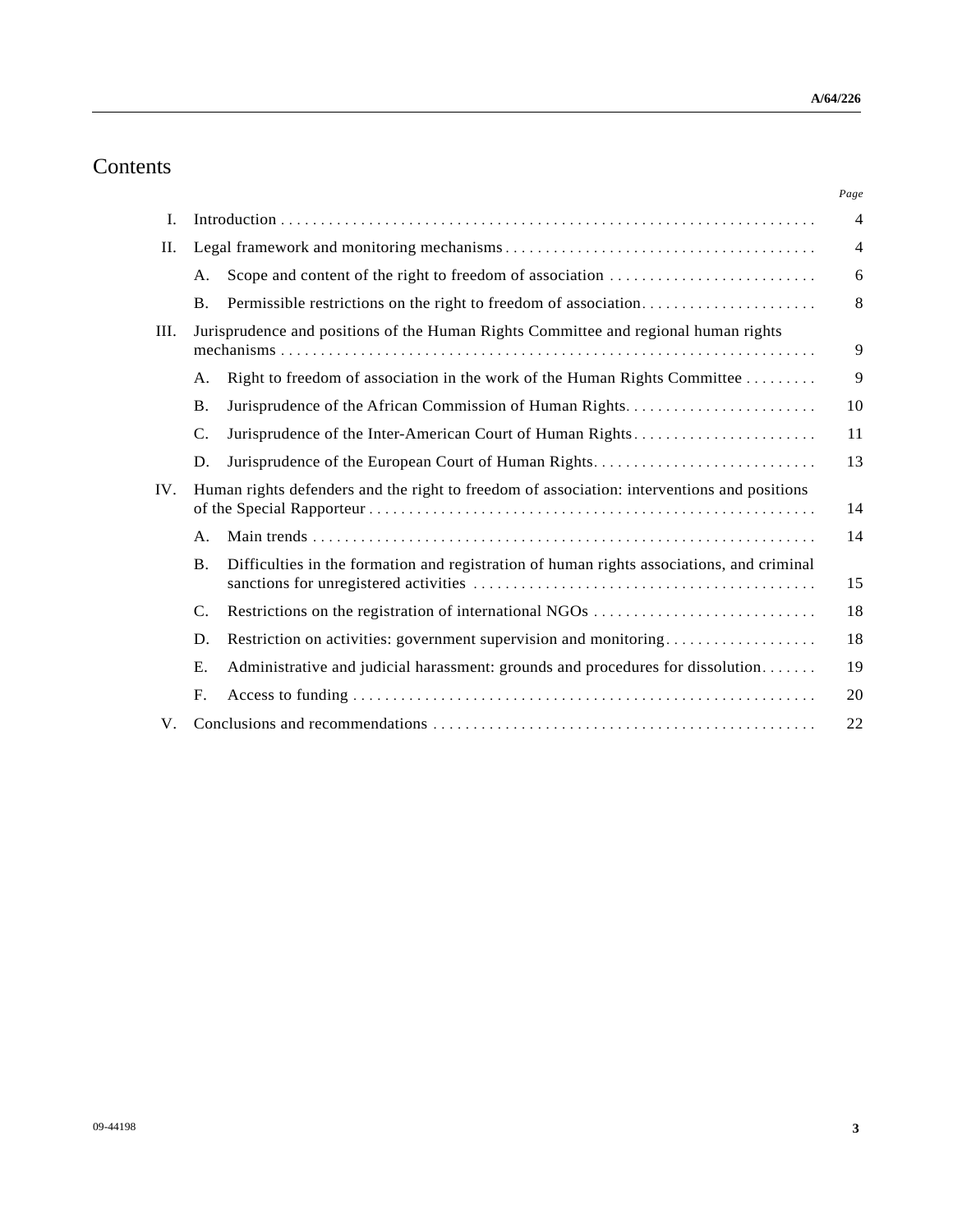# Contents

| | | Page |
|---|---|---|
| I. | Introduction | 4 |
| II. | Legal framework and monitoring mechanisms | 4 |
| | A. Scope and content of the right to freedom of association | 6 |
| | B. Permissible restrictions on the right to freedom of association | 8 |
| III. | Jurisprudence and positions of the Human Rights Committee and regional human rights mechanisms | 9 |
| | A. Right to freedom of association in the work of the Human Rights Committee | 9 |
| | B. Jurisprudence of the African Commission of Human Rights | 10 |
| | C. Jurisprudence of the Inter-American Court of Human Rights | 11 |
| | D. Jurisprudence of the European Court of Human Rights | 13 |
| IV. | Human rights defenders and the right to freedom of association: interventions and positions of the Special Rapporteur | 14 |
| | A. Main trends | 14 |
| | B. Difficulties in the formation and registration of human rights associations, and criminal sanctions for unregistered activities | 15 |
| | C. Restrictions on the registration of international NGOs | 18 |
| | D. Restriction on activities: government supervision and monitoring | 18 |
| | E. Administrative and judicial harassment: grounds and procedures for dissolution | 19 |
| | F. Access to funding | 20 |
| V. | Conclusions and recommendations | 22 |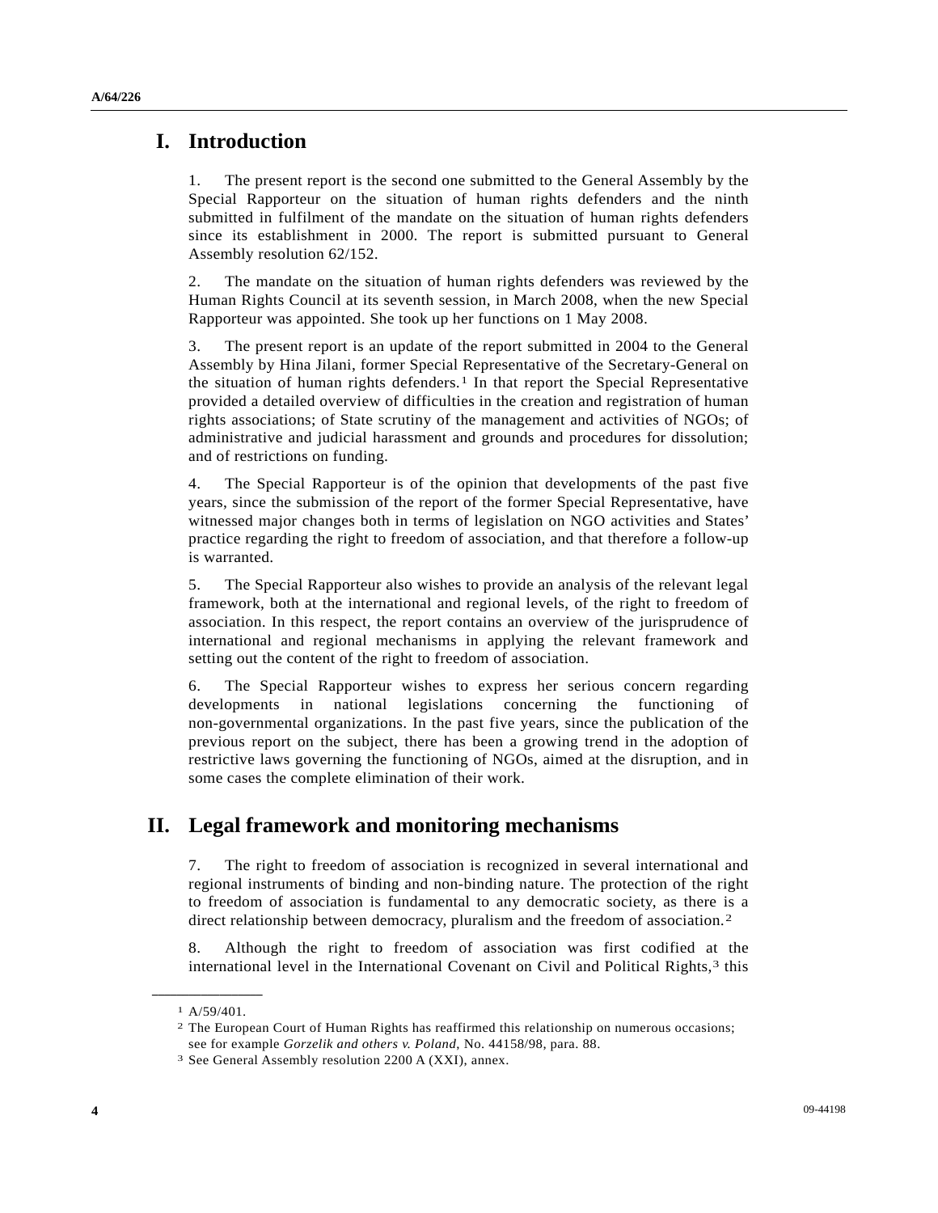# I. Introduction

1. The present report is the second one submitted to the General Assembly by the Special Rapporteur on the situation of human rights defenders and the ninth submitted in fulfilment of the mandate on the situation of human rights defenders since its establishment in 2000. The report is submitted pursuant to General Assembly resolution 62/152.

2. The mandate on the situation of human rights defenders was reviewed by the Human Rights Council at its seventh session, in March 2008, when the new Special Rapporteur was appointed. She took up her functions on 1 May 2008.

3. The present report is an update of the report submitted in 2004 to the General Assembly by Hina Jilani, former Special Representative of the Secretary-General on the situation of human rights defenders.[1] In that report the Special Representative provided a detailed overview of difficulties in the creation and registration of human rights associations; of State scrutiny of the management and activities of NGOs; of administrative and judicial harassment and grounds and procedures for dissolution; and of restrictions on funding.

4. The Special Rapporteur is of the opinion that developments of the past five years, since the submission of the report of the former Special Representative, have witnessed major changes both in terms of legislation on NGO activities and States' practice regarding the right to freedom of association, and that therefore a follow-up is warranted.

5. The Special Rapporteur also wishes to provide an analysis of the relevant legal framework, both at the international and regional levels, of the right to freedom of association. In this respect, the report contains an overview of the jurisprudence of international and regional mechanisms in applying the relevant framework and setting out the content of the right to freedom of association.

6. The Special Rapporteur wishes to express her serious concern regarding developments in national legislations concerning the functioning of non-governmental organizations. In the past five years, since the publication of the previous report on the subject, there has been a growing trend in the adoption of restrictive laws governing the functioning of NGOs, aimed at the disruption, and in some cases the complete elimination of their work.

# II. Legal framework and monitoring mechanisms

7. The right to freedom of association is recognized in several international and regional instruments of binding and non-binding nature. The protection of the right to freedom of association is fundamental to any democratic society, as there is a direct relationship between democracy, pluralism and the freedom of association.[2]

8. Although the right to freedom of association was first codified at the international level in the International Covenant on Civil and Political Rights,[3] this

---

[1] A/59/401.

[2] The European Court of Human Rights has reaffirmed this relationship on numerous occasions; see for example *Gorzelik and others v. Poland*, No. 44158/98, para. 88.

[3] See General Assembly resolution 2200 A (XXI), annex.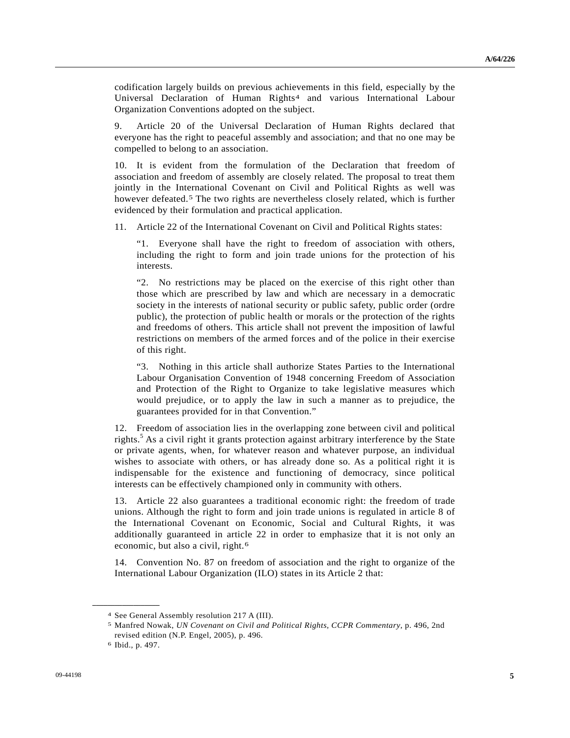codification largely builds on previous achievements in this field, especially by the Universal Declaration of Human Rights[4] and various International Labour Organization Conventions adopted on the subject.

9. Article 20 of the Universal Declaration of Human Rights declared that everyone has the right to peaceful assembly and association; and that no one may be compelled to belong to an association.

10. It is evident from the formulation of the Declaration that freedom of association and freedom of assembly are closely related. The proposal to treat them jointly in the International Covenant on Civil and Political Rights as well was however defeated.[5] The two rights are nevertheless closely related, which is further evidenced by their formulation and practical application.

11. Article 22 of the International Covenant on Civil and Political Rights states:

> "1. Everyone shall have the right to freedom of association with others, including the right to form and join trade unions for the protection of his interests.
>
> "2. No restrictions may be placed on the exercise of this right other than those which are prescribed by law and which are necessary in a democratic society in the interests of national security or public safety, public order (ordre public), the protection of public health or morals or the protection of the rights and freedoms of others. This article shall not prevent the imposition of lawful restrictions on members of the armed forces and of the police in their exercise of this right.
>
> "3. Nothing in this article shall authorize States Parties to the International Labour Organisation Convention of 1948 concerning Freedom of Association and Protection of the Right to Organize to take legislative measures which would prejudice, or to apply the law in such a manner as to prejudice, the guarantees provided for in that Convention."

12. Freedom of association lies in the overlapping zone between civil and political rights.[5] As a civil right it grants protection against arbitrary interference by the State or private agents, when, for whatever reason and whatever purpose, an individual wishes to associate with others, or has already done so. As a political right it is indispensable for the existence and functioning of democracy, since political interests can be effectively championed only in community with others.

13. Article 22 also guarantees a traditional economic right: the freedom of trade unions. Although the right to form and join trade unions is regulated in article 8 of the International Covenant on Economic, Social and Cultural Rights, it was additionally guaranteed in article 22 in order to emphasize that it is not only an economic, but also a civil, right.[6]

14. Convention No. 87 on freedom of association and the right to organize of the International Labour Organization (ILO) states in its Article 2 that:

---

[4] See General Assembly resolution 217 A (III).

[5] Manfred Nowak, *UN Covenant on Civil and Political Rights, CCPR Commentary*, p. 496, 2nd revised edition (N.P. Engel, 2005), p. 496.

[6] Ibid., p. 497.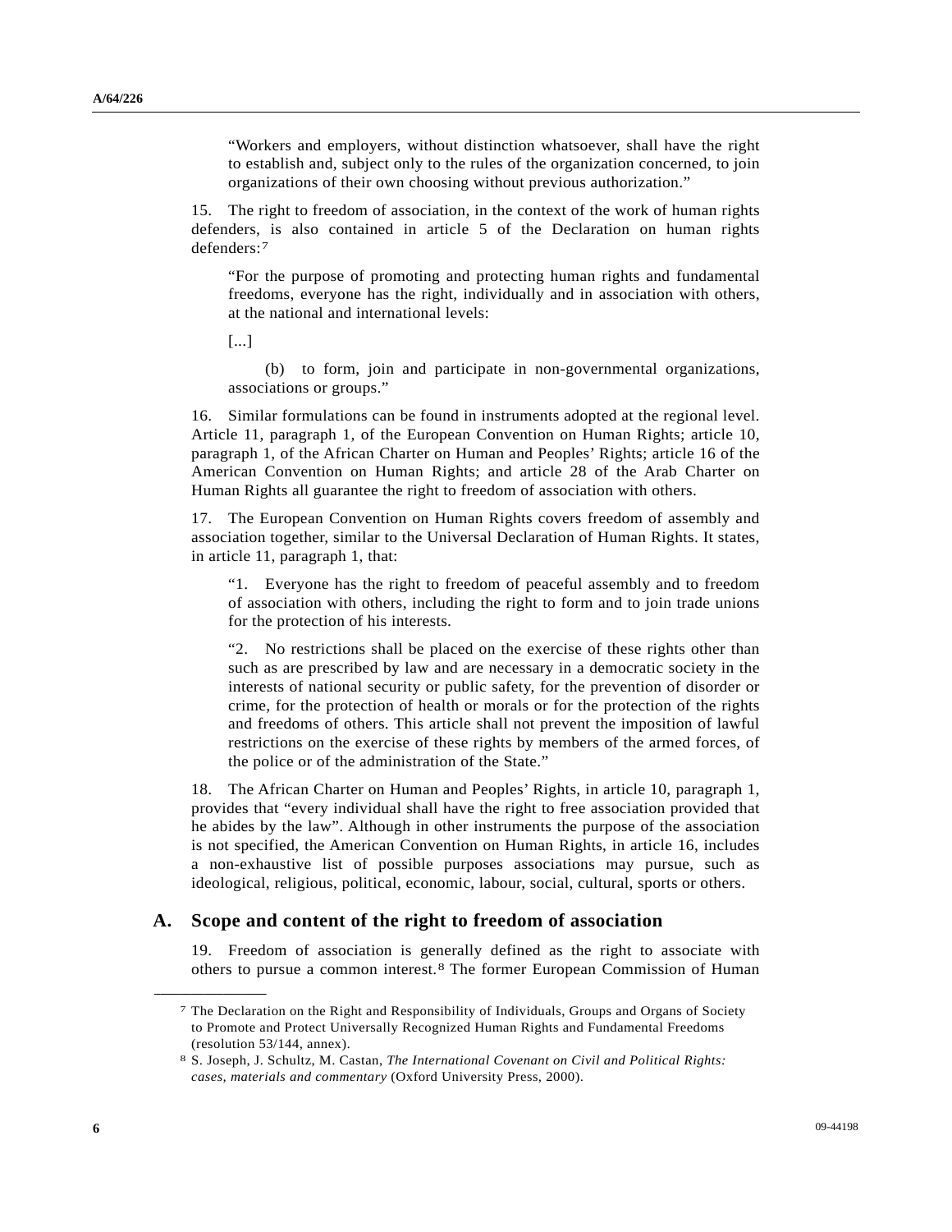> "Workers and employers, without distinction whatsoever, shall have the right to establish and, subject only to the rules of the organization concerned, to join organizations of their own choosing without previous authorization."

15. The right to freedom of association, in the context of the work of human rights defenders, is also contained in article 5 of the Declaration on human rights defenders:[7]

> "For the purpose of promoting and protecting human rights and fundamental freedoms, everyone has the right, individually and in association with others, at the national and international levels:
>
> [...]
>
> (b) to form, join and participate in non-governmental organizations, associations or groups."

16. Similar formulations can be found in instruments adopted at the regional level. Article 11, paragraph 1, of the European Convention on Human Rights; article 10, paragraph 1, of the African Charter on Human and Peoples' Rights; article 16 of the American Convention on Human Rights; and article 28 of the Arab Charter on Human Rights all guarantee the right to freedom of association with others.

17. The European Convention on Human Rights covers freedom of assembly and association together, similar to the Universal Declaration of Human Rights. It states, in article 11, paragraph 1, that:

> "1. Everyone has the right to freedom of peaceful assembly and to freedom of association with others, including the right to form and to join trade unions for the protection of his interests.
>
> "2. No restrictions shall be placed on the exercise of these rights other than such as are prescribed by law and are necessary in a democratic society in the interests of national security or public safety, for the prevention of disorder or crime, for the protection of health or morals or for the protection of the rights and freedoms of others. This article shall not prevent the imposition of lawful restrictions on the exercise of these rights by members of the armed forces, of the police or of the administration of the State."

18. The African Charter on Human and Peoples' Rights, in article 10, paragraph 1, provides that "every individual shall have the right to free association provided that he abides by the law". Although in other instruments the purpose of the association is not specified, the American Convention on Human Rights, in article 16, includes a non-exhaustive list of possible purposes associations may pursue, such as ideological, religious, political, economic, labour, social, cultural, sports or others.

## A. Scope and content of the right to freedom of association

19. Freedom of association is generally defined as the right to associate with others to pursue a common interest.[8] The former European Commission of Human

---

[7] The Declaration on the Right and Responsibility of Individuals, Groups and Organs of Society to Promote and Protect Universally Recognized Human Rights and Fundamental Freedoms (resolution 53/144, annex).

[8] S. Joseph, J. Schultz, M. Castan, *The International Covenant on Civil and Political Rights: cases, materials and commentary* (Oxford University Press, 2000).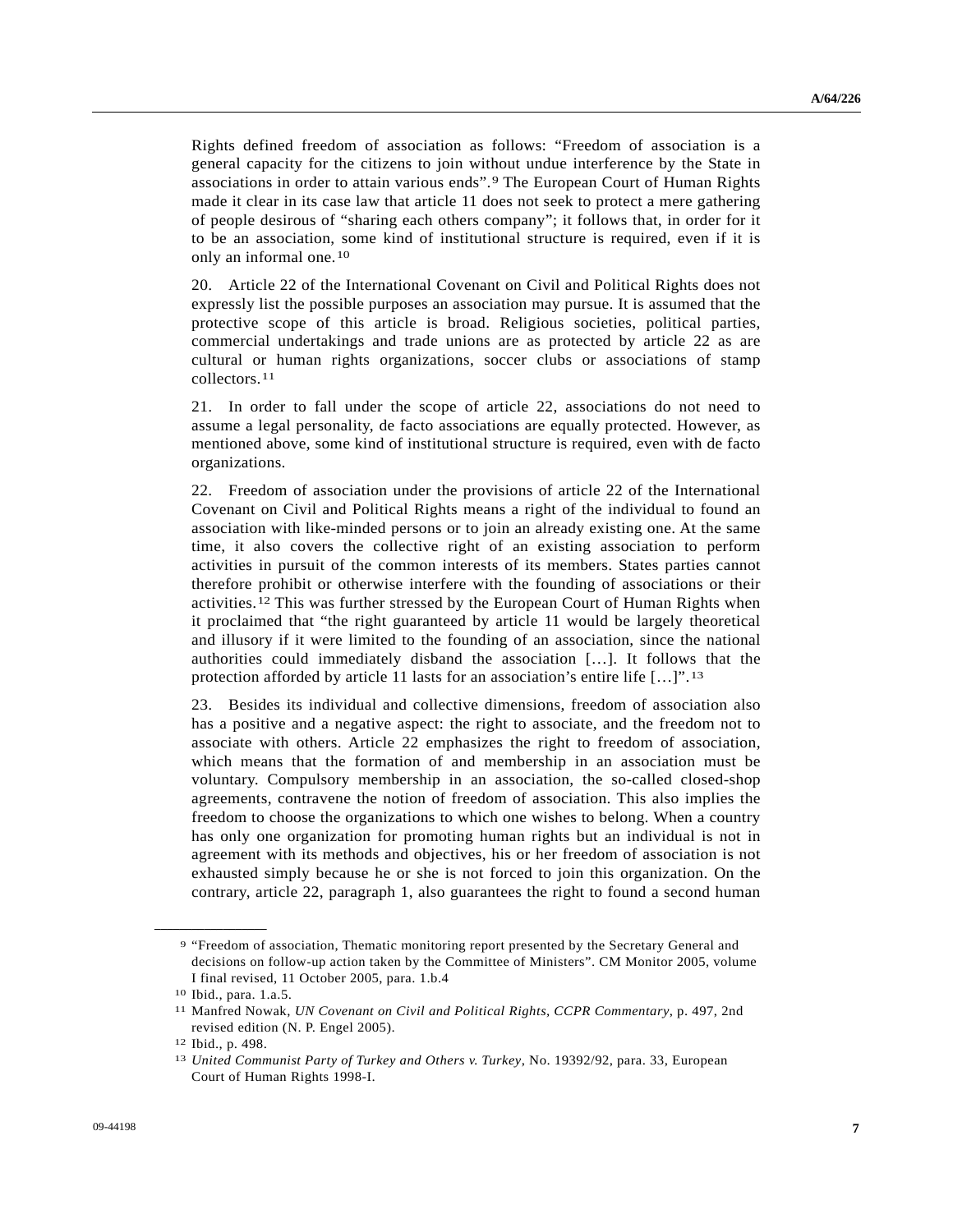Rights defined freedom of association as follows: "Freedom of association is a general capacity for the citizens to join without undue interference by the State in associations in order to attain various ends".[9] The European Court of Human Rights made it clear in its case law that article 11 does not seek to protect a mere gathering of people desirous of "sharing each others company"; it follows that, in order for it to be an association, some kind of institutional structure is required, even if it is only an informal one.[10]

20. Article 22 of the International Covenant on Civil and Political Rights does not expressly list the possible purposes an association may pursue. It is assumed that the protective scope of this article is broad. Religious societies, political parties, commercial undertakings and trade unions are as protected by article 22 as are cultural or human rights organizations, soccer clubs or associations of stamp collectors.[11]

21. In order to fall under the scope of article 22, associations do not need to assume a legal personality, de facto associations are equally protected. However, as mentioned above, some kind of institutional structure is required, even with de facto organizations.

22. Freedom of association under the provisions of article 22 of the International Covenant on Civil and Political Rights means a right of the individual to found an association with like-minded persons or to join an already existing one. At the same time, it also covers the collective right of an existing association to perform activities in pursuit of the common interests of its members. States parties cannot therefore prohibit or otherwise interfere with the founding of associations or their activities.[12] This was further stressed by the European Court of Human Rights when it proclaimed that "the right guaranteed by article 11 would be largely theoretical and illusory if it were limited to the founding of an association, since the national authorities could immediately disband the association […]. It follows that the protection afforded by article 11 lasts for an association's entire life […]".[13]

23. Besides its individual and collective dimensions, freedom of association also has a positive and a negative aspect: the right to associate, and the freedom not to associate with others. Article 22 emphasizes the right to freedom of association, which means that the formation of and membership in an association must be voluntary. Compulsory membership in an association, the so-called closed-shop agreements, contravene the notion of freedom of association. This also implies the freedom to choose the organizations to which one wishes to belong. When a country has only one organization for promoting human rights but an individual is not in agreement with its methods and objectives, his or her freedom of association is not exhausted simply because he or she is not forced to join this organization. On the contrary, article 22, paragraph 1, also guarantees the right to found a second human

---

[9] "Freedom of association, Thematic monitoring report presented by the Secretary General and decisions on follow-up action taken by the Committee of Ministers". CM Monitor 2005, volume I final revised, 11 October 2005, para. 1.b.4

[10] Ibid., para. 1.a.5.

[11] Manfred Nowak, *UN Covenant on Civil and Political Rights, CCPR Commentary*, p. 497, 2nd revised edition (N. P. Engel 2005).

[12] Ibid., p. 498.

[13] *United Communist Party of Turkey and Others v. Turkey*, No. 19392/92, para. 33, European Court of Human Rights 1998-I.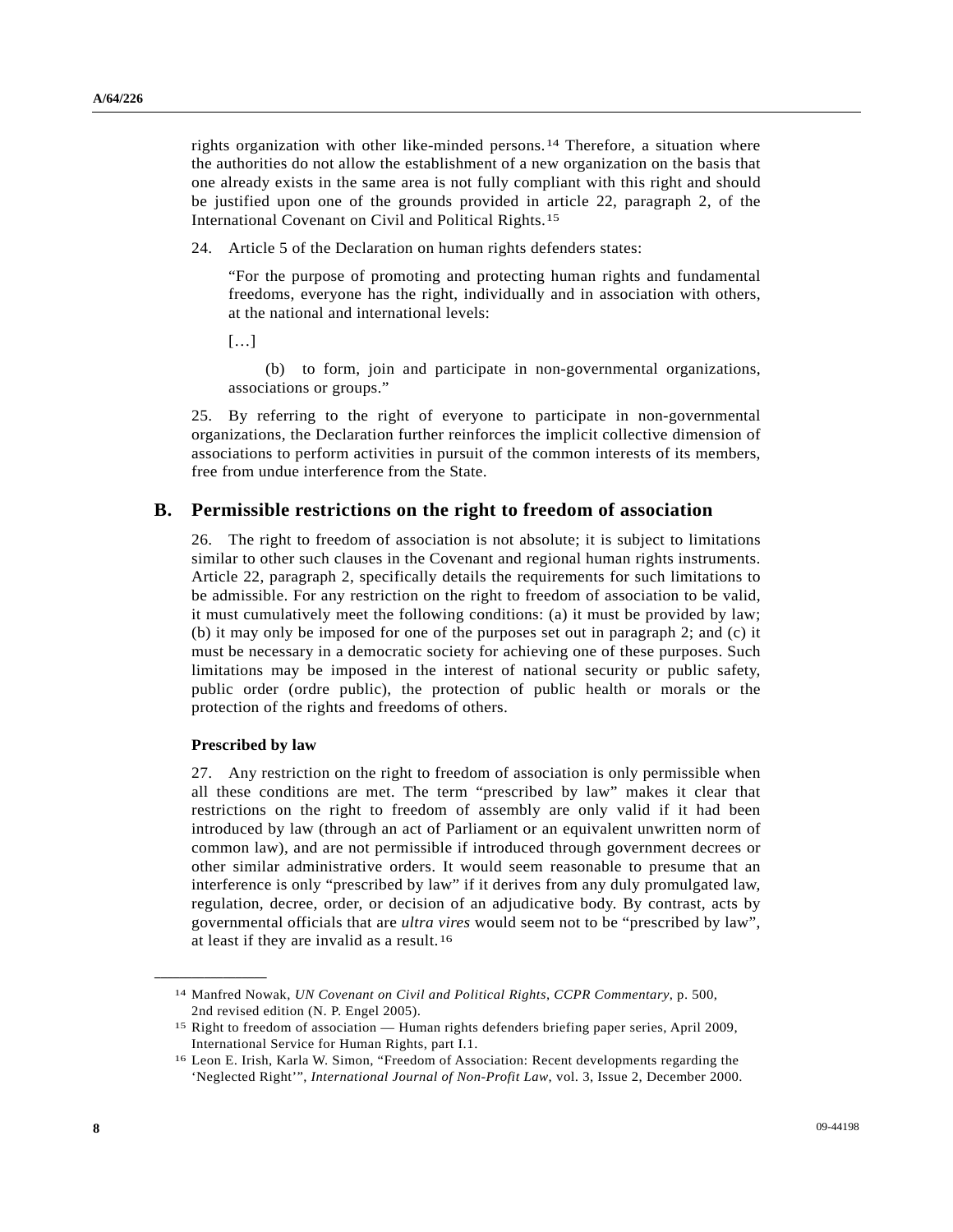rights organization with other like-minded persons.[14] Therefore, a situation where the authorities do not allow the establishment of a new organization on the basis that one already exists in the same area is not fully compliant with this right and should be justified upon one of the grounds provided in article 22, paragraph 2, of the International Covenant on Civil and Political Rights.[15]

24. Article 5 of the Declaration on human rights defenders states:

> "For the purpose of promoting and protecting human rights and fundamental freedoms, everyone has the right, individually and in association with others, at the national and international levels:
>
> […]
>
> (b) to form, join and participate in non-governmental organizations, associations or groups."

25. By referring to the right of everyone to participate in non-governmental organizations, the Declaration further reinforces the implicit collective dimension of associations to perform activities in pursuit of the common interests of its members, free from undue interference from the State.

## B. Permissible restrictions on the right to freedom of association

26. The right to freedom of association is not absolute; it is subject to limitations similar to other such clauses in the Covenant and regional human rights instruments. Article 22, paragraph 2, specifically details the requirements for such limitations to be admissible. For any restriction on the right to freedom of association to be valid, it must cumulatively meet the following conditions: (a) it must be provided by law; (b) it may only be imposed for one of the purposes set out in paragraph 2; and (c) it must be necessary in a democratic society for achieving one of these purposes. Such limitations may be imposed in the interest of national security or public safety, public order (ordre public), the protection of public health or morals or the protection of the rights and freedoms of others.

### Prescribed by law

27. Any restriction on the right to freedom of association is only permissible when all these conditions are met. The term "prescribed by law" makes it clear that restrictions on the right to freedom of assembly are only valid if it had been introduced by law (through an act of Parliament or an equivalent unwritten norm of common law), and are not permissible if introduced through government decrees or other similar administrative orders. It would seem reasonable to presume that an interference is only "prescribed by law" if it derives from any duly promulgated law, regulation, decree, order, or decision of an adjudicative body. By contrast, acts by governmental officials that are *ultra vires* would seem not to be "prescribed by law", at least if they are invalid as a result.[16]

---

[14] Manfred Nowak, *UN Covenant on Civil and Political Rights, CCPR Commentary*, p. 500, 2nd revised edition (N. P. Engel 2005).

[15] Right to freedom of association — Human rights defenders briefing paper series, April 2009, International Service for Human Rights, part I.1.

[16] Leon E. Irish, Karla W. Simon, "Freedom of Association: Recent developments regarding the 'Neglected Right'", *International Journal of Non-Profit Law*, vol. 3, Issue 2, December 2000.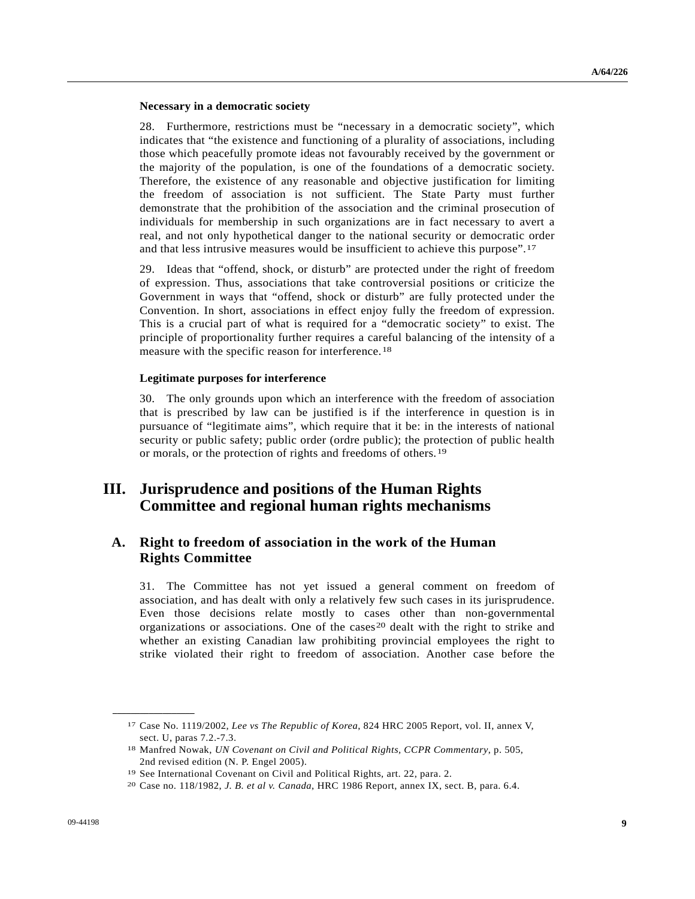#### Necessary in a democratic society

28. Furthermore, restrictions must be "necessary in a democratic society", which indicates that "the existence and functioning of a plurality of associations, including those which peacefully promote ideas not favourably received by the government or the majority of the population, is one of the foundations of a democratic society. Therefore, the existence of any reasonable and objective justification for limiting the freedom of association is not sufficient. The State Party must further demonstrate that the prohibition of the association and the criminal prosecution of individuals for membership in such organizations are in fact necessary to avert a real, and not only hypothetical danger to the national security or democratic order and that less intrusive measures would be insufficient to achieve this purpose".[17]

29. Ideas that "offend, shock, or disturb" are protected under the right of freedom of expression. Thus, associations that take controversial positions or criticize the Government in ways that "offend, shock or disturb" are fully protected under the Convention. In short, associations in effect enjoy fully the freedom of expression. This is a crucial part of what is required for a "democratic society" to exist. The principle of proportionality further requires a careful balancing of the intensity of a measure with the specific reason for interference.[18]

#### Legitimate purposes for interference

30. The only grounds upon which an interference with the freedom of association that is prescribed by law can be justified is if the interference in question is in pursuance of "legitimate aims", which require that it be: in the interests of national security or public safety; public order (ordre public); the protection of public health or morals, or the protection of rights and freedoms of others.[19]

# III. Jurisprudence and positions of the Human Rights Committee and regional human rights mechanisms

## A. Right to freedom of association in the work of the Human Rights Committee

31. The Committee has not yet issued a general comment on freedom of association, and has dealt with only a relatively few such cases in its jurisprudence. Even those decisions relate mostly to cases other than non-governmental organizations or associations. One of the cases[20] dealt with the right to strike and whether an existing Canadian law prohibiting provincial employees the right to strike violated their right to freedom of association. Another case before the

---

[17] Case No. 1119/2002, *Lee vs The Republic of Korea*, 824 HRC 2005 Report, vol. II, annex V, sect. U, paras 7.2.-7.3.

[18] Manfred Nowak, *UN Covenant on Civil and Political Rights, CCPR Commentary*, p. 505, 2nd revised edition (N. P. Engel 2005).

[19] See International Covenant on Civil and Political Rights, art. 22, para. 2.

[20] Case no. 118/1982, *J. B. et al v. Canada*, HRC 1986 Report, annex IX, sect. B, para. 6.4.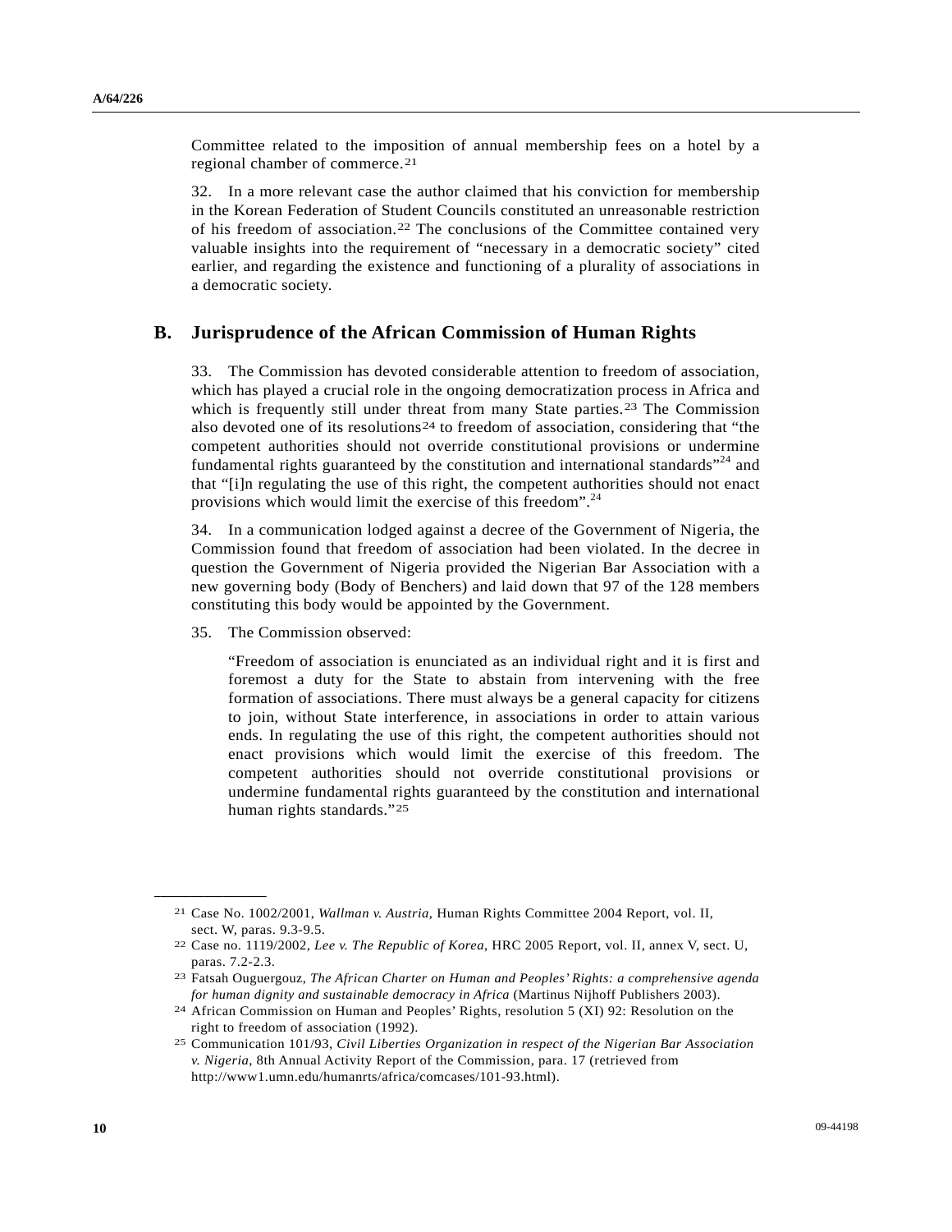Committee related to the imposition of annual membership fees on a hotel by a regional chamber of commerce.[21]

32. In a more relevant case the author claimed that his conviction for membership in the Korean Federation of Student Councils constituted an unreasonable restriction of his freedom of association.[22] The conclusions of the Committee contained very valuable insights into the requirement of "necessary in a democratic society" cited earlier, and regarding the existence and functioning of a plurality of associations in a democratic society.

## B. Jurisprudence of the African Commission of Human Rights

33. The Commission has devoted considerable attention to freedom of association, which has played a crucial role in the ongoing democratization process in Africa and which is frequently still under threat from many State parties.[23] The Commission also devoted one of its resolutions[24] to freedom of association, considering that "the competent authorities should not override constitutional provisions or undermine fundamental rights guaranteed by the constitution and international standards"[24] and that "[i]n regulating the use of this right, the competent authorities should not enact provisions which would limit the exercise of this freedom".[24]

34. In a communication lodged against a decree of the Government of Nigeria, the Commission found that freedom of association had been violated. In the decree in question the Government of Nigeria provided the Nigerian Bar Association with a new governing body (Body of Benchers) and laid down that 97 of the 128 members constituting this body would be appointed by the Government.

35. The Commission observed:

> "Freedom of association is enunciated as an individual right and it is first and foremost a duty for the State to abstain from intervening with the free formation of associations. There must always be a general capacity for citizens to join, without State interference, in associations in order to attain various ends. In regulating the use of this right, the competent authorities should not enact provisions which would limit the exercise of this freedom. The competent authorities should not override constitutional provisions or undermine fundamental rights guaranteed by the constitution and international human rights standards."[25]

---

[21] Case No. 1002/2001, *Wallman v. Austria*, Human Rights Committee 2004 Report, vol. II, sect. W, paras. 9.3-9.5.

[22] Case no. 1119/2002, *Lee v. The Republic of Korea*, HRC 2005 Report, vol. II, annex V, sect. U, paras. 7.2-2.3.

[23] Fatsah Ouguergouz, *The African Charter on Human and Peoples' Rights: a comprehensive agenda for human dignity and sustainable democracy in Africa* (Martinus Nijhoff Publishers 2003).

[24] African Commission on Human and Peoples' Rights, resolution 5 (XI) 92: Resolution on the right to freedom of association (1992).

[25] Communication 101/93, *Civil Liberties Organization in respect of the Nigerian Bar Association v. Nigeria*, 8th Annual Activity Report of the Commission, para. 17 (retrieved from http://www1.umn.edu/humanrts/africa/comcases/101-93.html).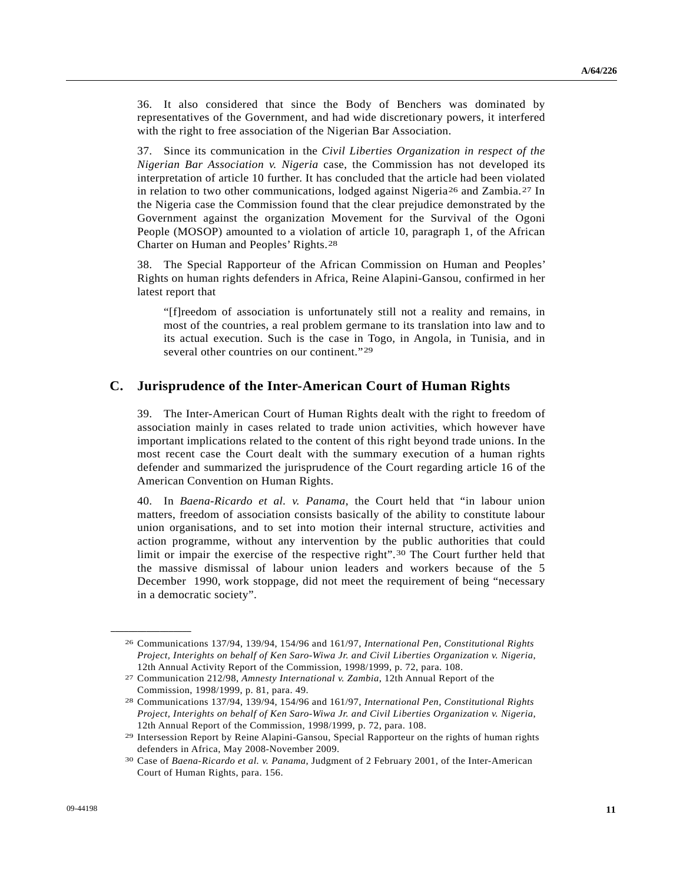36. It also considered that since the Body of Benchers was dominated by representatives of the Government, and had wide discretionary powers, it interfered with the right to free association of the Nigerian Bar Association.

37. Since its communication in the *Civil Liberties Organization in respect of the Nigerian Bar Association v. Nigeria* case, the Commission has not developed its interpretation of article 10 further. It has concluded that the article had been violated in relation to two other communications, lodged against Nigeria[26] and Zambia.[27] In the Nigeria case the Commission found that the clear prejudice demonstrated by the Government against the organization Movement for the Survival of the Ogoni People (MOSOP) amounted to a violation of article 10, paragraph 1, of the African Charter on Human and Peoples' Rights.[28]

38. The Special Rapporteur of the African Commission on Human and Peoples' Rights on human rights defenders in Africa, Reine Alapini-Gansou, confirmed in her latest report that

> "[f]reedom of association is unfortunately still not a reality and remains, in most of the countries, a real problem germane to its translation into law and to its actual execution. Such is the case in Togo, in Angola, in Tunisia, and in several other countries on our continent."[29]

## C. Jurisprudence of the Inter-American Court of Human Rights

39. The Inter-American Court of Human Rights dealt with the right to freedom of association mainly in cases related to trade union activities, which however have important implications related to the content of this right beyond trade unions. In the most recent case the Court dealt with the summary execution of a human rights defender and summarized the jurisprudence of the Court regarding article 16 of the American Convention on Human Rights.

40. In *Baena-Ricardo et al. v. Panama*, the Court held that "in labour union matters, freedom of association consists basically of the ability to constitute labour union organisations, and to set into motion their internal structure, activities and action programme, without any intervention by the public authorities that could limit or impair the exercise of the respective right".[30] The Court further held that the massive dismissal of labour union leaders and workers because of the 5 December 1990, work stoppage, did not meet the requirement of being "necessary in a democratic society".

---

[26] Communications 137/94, 139/94, 154/96 and 161/97, *International Pen, Constitutional Rights Project, Interights on behalf of Ken Saro-Wiwa Jr. and Civil Liberties Organization v. Nigeria*, 12th Annual Activity Report of the Commission, 1998/1999, p. 72, para. 108.

[27] Communication 212/98, *Amnesty International v. Zambia*, 12th Annual Report of the Commission, 1998/1999, p. 81, para. 49.

[28] Communications 137/94, 139/94, 154/96 and 161/97, *International Pen, Constitutional Rights Project, Interights on behalf of Ken Saro-Wiwa Jr. and Civil Liberties Organization v. Nigeria*, 12th Annual Report of the Commission, 1998/1999, p. 72, para. 108.

[29] Intersession Report by Reine Alapini-Gansou, Special Rapporteur on the rights of human rights defenders in Africa, May 2008-November 2009.

[30] Case of *Baena-Ricardo et al. v. Panama*, Judgment of 2 February 2001, of the Inter-American Court of Human Rights, para. 156.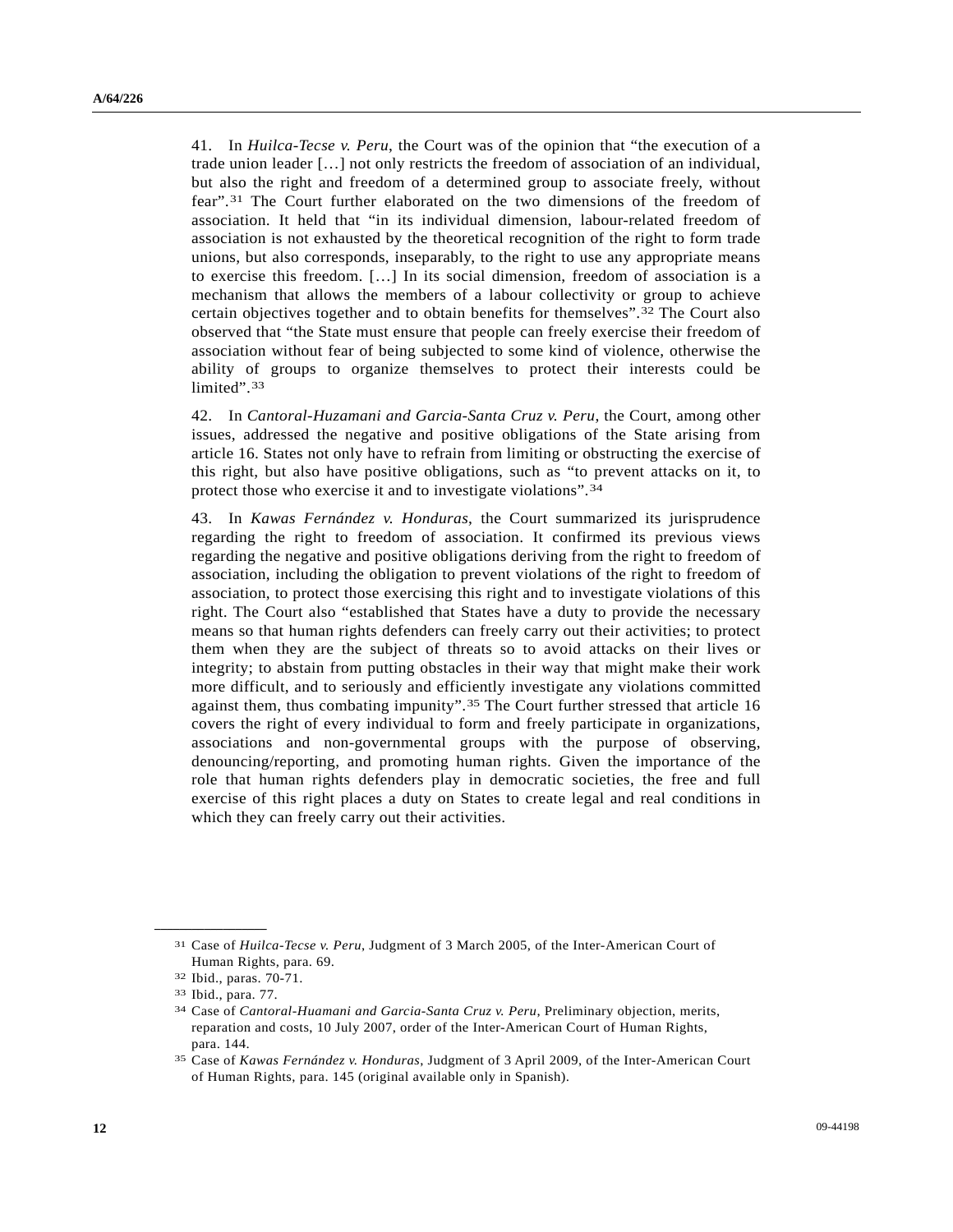41. In *Huilca-Tecse v. Peru*, the Court was of the opinion that "the execution of a trade union leader […] not only restricts the freedom of association of an individual, but also the right and freedom of a determined group to associate freely, without fear".[31] The Court further elaborated on the two dimensions of the freedom of association. It held that "in its individual dimension, labour-related freedom of association is not exhausted by the theoretical recognition of the right to form trade unions, but also corresponds, inseparably, to the right to use any appropriate means to exercise this freedom. […] In its social dimension, freedom of association is a mechanism that allows the members of a labour collectivity or group to achieve certain objectives together and to obtain benefits for themselves".[32] The Court also observed that "the State must ensure that people can freely exercise their freedom of association without fear of being subjected to some kind of violence, otherwise the ability of groups to organize themselves to protect their interests could be limited".[33]

42. In *Cantoral-Huzamani and Garcia-Santa Cruz v. Peru*, the Court, among other issues, addressed the negative and positive obligations of the State arising from article 16. States not only have to refrain from limiting or obstructing the exercise of this right, but also have positive obligations, such as "to prevent attacks on it, to protect those who exercise it and to investigate violations".[34]

43. In *Kawas Fernández v. Honduras*, the Court summarized its jurisprudence regarding the right to freedom of association. It confirmed its previous views regarding the negative and positive obligations deriving from the right to freedom of association, including the obligation to prevent violations of the right to freedom of association, to protect those exercising this right and to investigate violations of this right. The Court also "established that States have a duty to provide the necessary means so that human rights defenders can freely carry out their activities; to protect them when they are the subject of threats so to avoid attacks on their lives or integrity; to abstain from putting obstacles in their way that might make their work more difficult, and to seriously and efficiently investigate any violations committed against them, thus combating impunity".[35] The Court further stressed that article 16 covers the right of every individual to form and freely participate in organizations, associations and non-governmental groups with the purpose of observing, denouncing/reporting, and promoting human rights. Given the importance of the role that human rights defenders play in democratic societies, the free and full exercise of this right places a duty on States to create legal and real conditions in which they can freely carry out their activities.

---

[31] Case of *Huilca-Tecse v. Peru*, Judgment of 3 March 2005, of the Inter-American Court of Human Rights, para. 69.

[32] Ibid., paras. 70-71.

[33] Ibid., para. 77.

[34] Case of *Cantoral-Huamani and Garcia-Santa Cruz v. Peru*, Preliminary objection, merits, reparation and costs, 10 July 2007, order of the Inter-American Court of Human Rights, para. 144.

[35] Case of *Kawas Fernández v. Honduras*, Judgment of 3 April 2009, of the Inter-American Court of Human Rights, para. 145 (original available only in Spanish).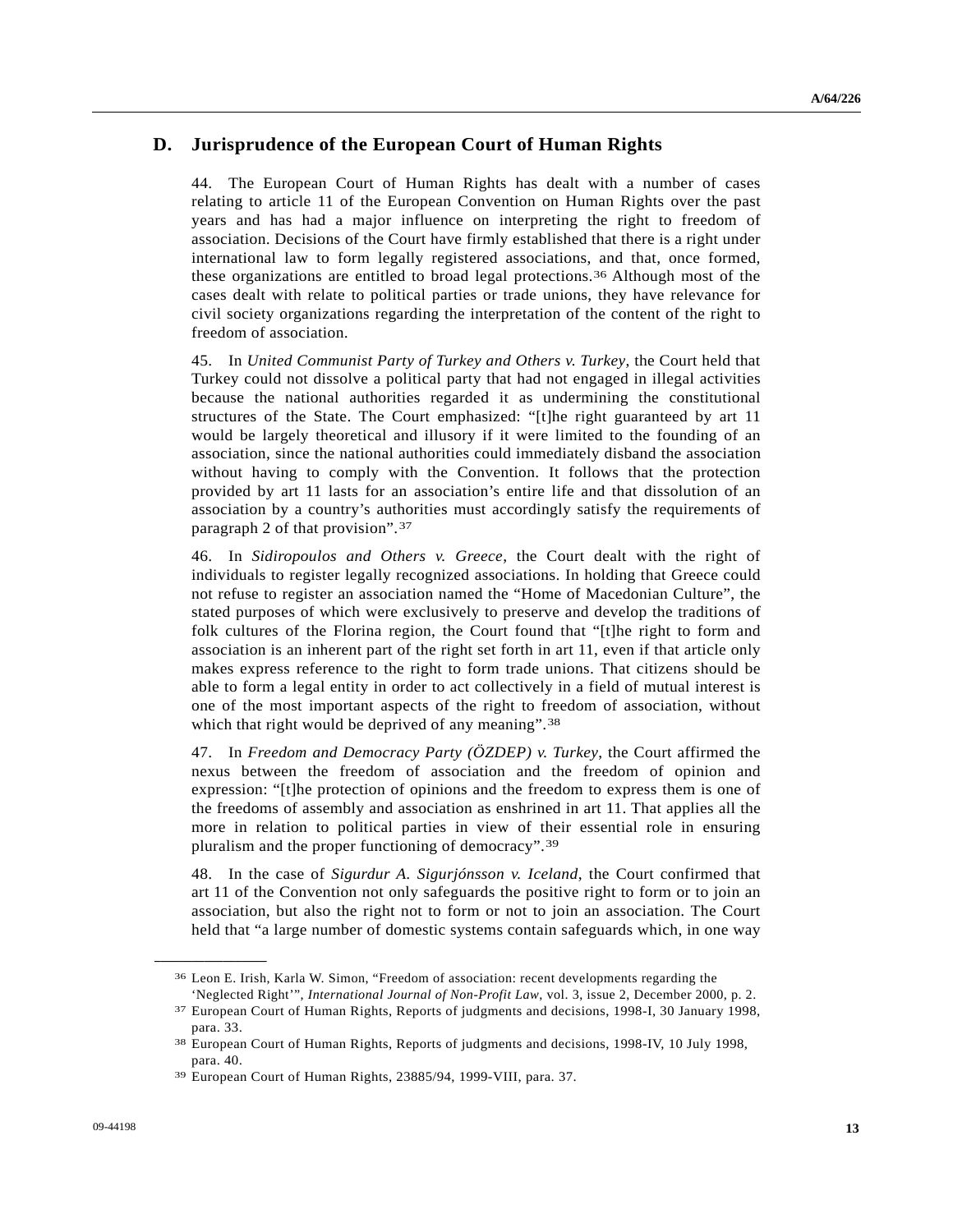## D. Jurisprudence of the European Court of Human Rights

44. The European Court of Human Rights has dealt with a number of cases relating to article 11 of the European Convention on Human Rights over the past years and has had a major influence on interpreting the right to freedom of association. Decisions of the Court have firmly established that there is a right under international law to form legally registered associations, and that, once formed, these organizations are entitled to broad legal protections.[36] Although most of the cases dealt with relate to political parties or trade unions, they have relevance for civil society organizations regarding the interpretation of the content of the right to freedom of association.

45. In *United Communist Party of Turkey and Others v. Turkey*, the Court held that Turkey could not dissolve a political party that had not engaged in illegal activities because the national authorities regarded it as undermining the constitutional structures of the State. The Court emphasized: "[t]he right guaranteed by art 11 would be largely theoretical and illusory if it were limited to the founding of an association, since the national authorities could immediately disband the association without having to comply with the Convention. It follows that the protection provided by art 11 lasts for an association's entire life and that dissolution of an association by a country's authorities must accordingly satisfy the requirements of paragraph 2 of that provision".[37]

46. In *Sidiropoulos and Others v. Greece*, the Court dealt with the right of individuals to register legally recognized associations. In holding that Greece could not refuse to register an association named the "Home of Macedonian Culture", the stated purposes of which were exclusively to preserve and develop the traditions of folk cultures of the Florina region, the Court found that "[t]he right to form and association is an inherent part of the right set forth in art 11, even if that article only makes express reference to the right to form trade unions. That citizens should be able to form a legal entity in order to act collectively in a field of mutual interest is one of the most important aspects of the right to freedom of association, without which that right would be deprived of any meaning".[38]

47. In *Freedom and Democracy Party (ÖZDEP) v. Turkey*, the Court affirmed the nexus between the freedom of association and the freedom of opinion and expression: "[t]he protection of opinions and the freedom to express them is one of the freedoms of assembly and association as enshrined in art 11. That applies all the more in relation to political parties in view of their essential role in ensuring pluralism and the proper functioning of democracy".[39]

48. In the case of *Sigurdur A. Sigurjónsson v. Iceland*, the Court confirmed that art 11 of the Convention not only safeguards the positive right to form or to join an association, but also the right not to form or not to join an association. The Court held that "a large number of domestic systems contain safeguards which, in one way

---

[36] Leon E. Irish, Karla W. Simon, "Freedom of association: recent developments regarding the 'Neglected Right'", *International Journal of Non-Profit Law*, vol. 3, issue 2, December 2000, p. 2.

[37] European Court of Human Rights, Reports of judgments and decisions, 1998-I, 30 January 1998, para. 33.

[38] European Court of Human Rights, Reports of judgments and decisions, 1998-IV, 10 July 1998, para. 40.

[39] European Court of Human Rights, 23885/94, 1999-VIII, para. 37.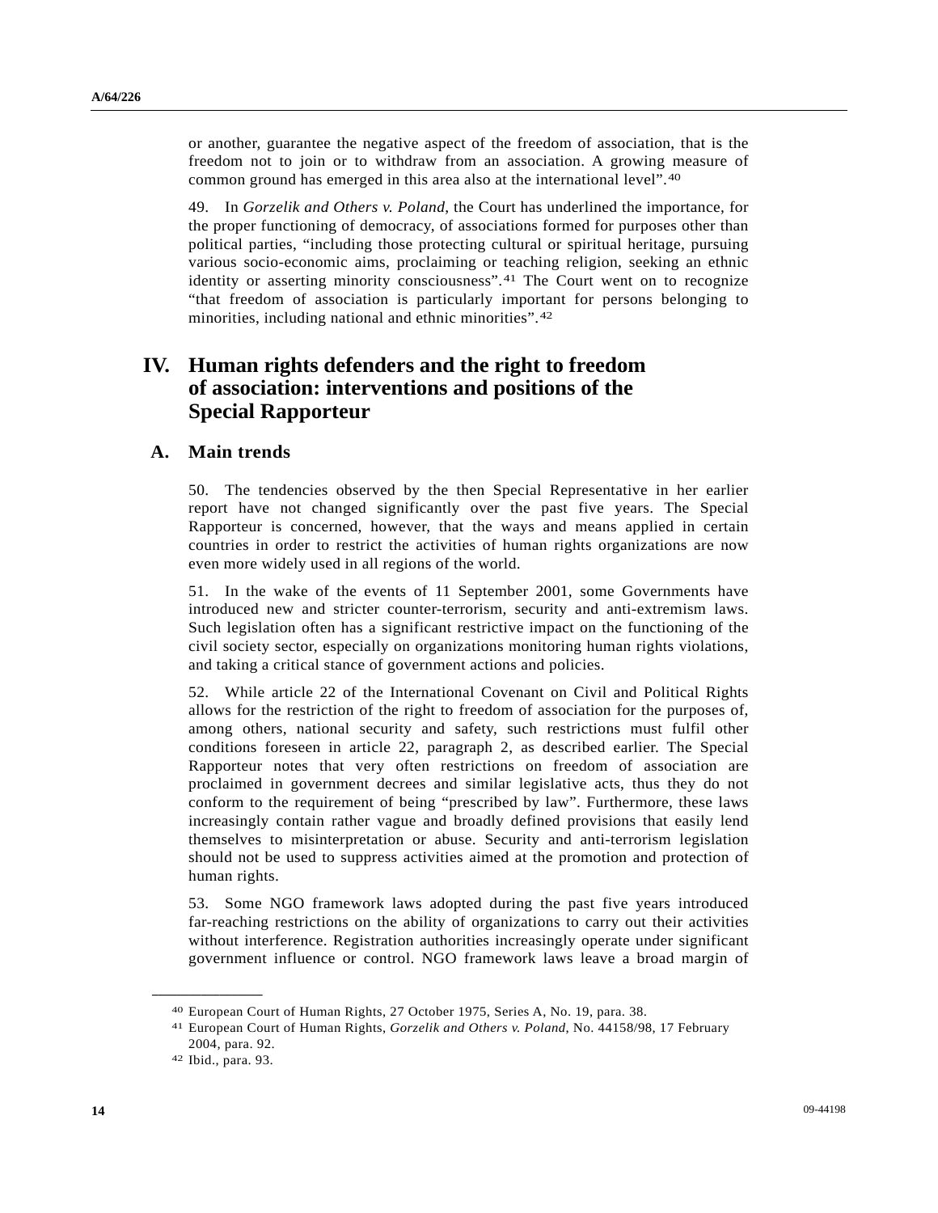or another, guarantee the negative aspect of the freedom of association, that is the freedom not to join or to withdraw from an association. A growing measure of common ground has emerged in this area also at the international level".[40]

49. In *Gorzelik and Others v. Poland*, the Court has underlined the importance, for the proper functioning of democracy, of associations formed for purposes other than political parties, "including those protecting cultural or spiritual heritage, pursuing various socio-economic aims, proclaiming or teaching religion, seeking an ethnic identity or asserting minority consciousness".[41] The Court went on to recognize "that freedom of association is particularly important for persons belonging to minorities, including national and ethnic minorities".[42]

# IV. Human rights defenders and the right to freedom of association: interventions and positions of the Special Rapporteur

## A. Main trends

50. The tendencies observed by the then Special Representative in her earlier report have not changed significantly over the past five years. The Special Rapporteur is concerned, however, that the ways and means applied in certain countries in order to restrict the activities of human rights organizations are now even more widely used in all regions of the world.

51. In the wake of the events of 11 September 2001, some Governments have introduced new and stricter counter-terrorism, security and anti-extremism laws. Such legislation often has a significant restrictive impact on the functioning of the civil society sector, especially on organizations monitoring human rights violations, and taking a critical stance of government actions and policies.

52. While article 22 of the International Covenant on Civil and Political Rights allows for the restriction of the right to freedom of association for the purposes of, among others, national security and safety, such restrictions must fulfil other conditions foreseen in article 22, paragraph 2, as described earlier. The Special Rapporteur notes that very often restrictions on freedom of association are proclaimed in government decrees and similar legislative acts, thus they do not conform to the requirement of being "prescribed by law". Furthermore, these laws increasingly contain rather vague and broadly defined provisions that easily lend themselves to misinterpretation or abuse. Security and anti-terrorism legislation should not be used to suppress activities aimed at the promotion and protection of human rights.

53. Some NGO framework laws adopted during the past five years introduced far-reaching restrictions on the ability of organizations to carry out their activities without interference. Registration authorities increasingly operate under significant government influence or control. NGO framework laws leave a broad margin of

---

[40] European Court of Human Rights, 27 October 1975, Series A, No. 19, para. 38.

[41] European Court of Human Rights, *Gorzelik and Others v. Poland*, No. 44158/98, 17 February 2004, para. 92.

[42] Ibid., para. 93.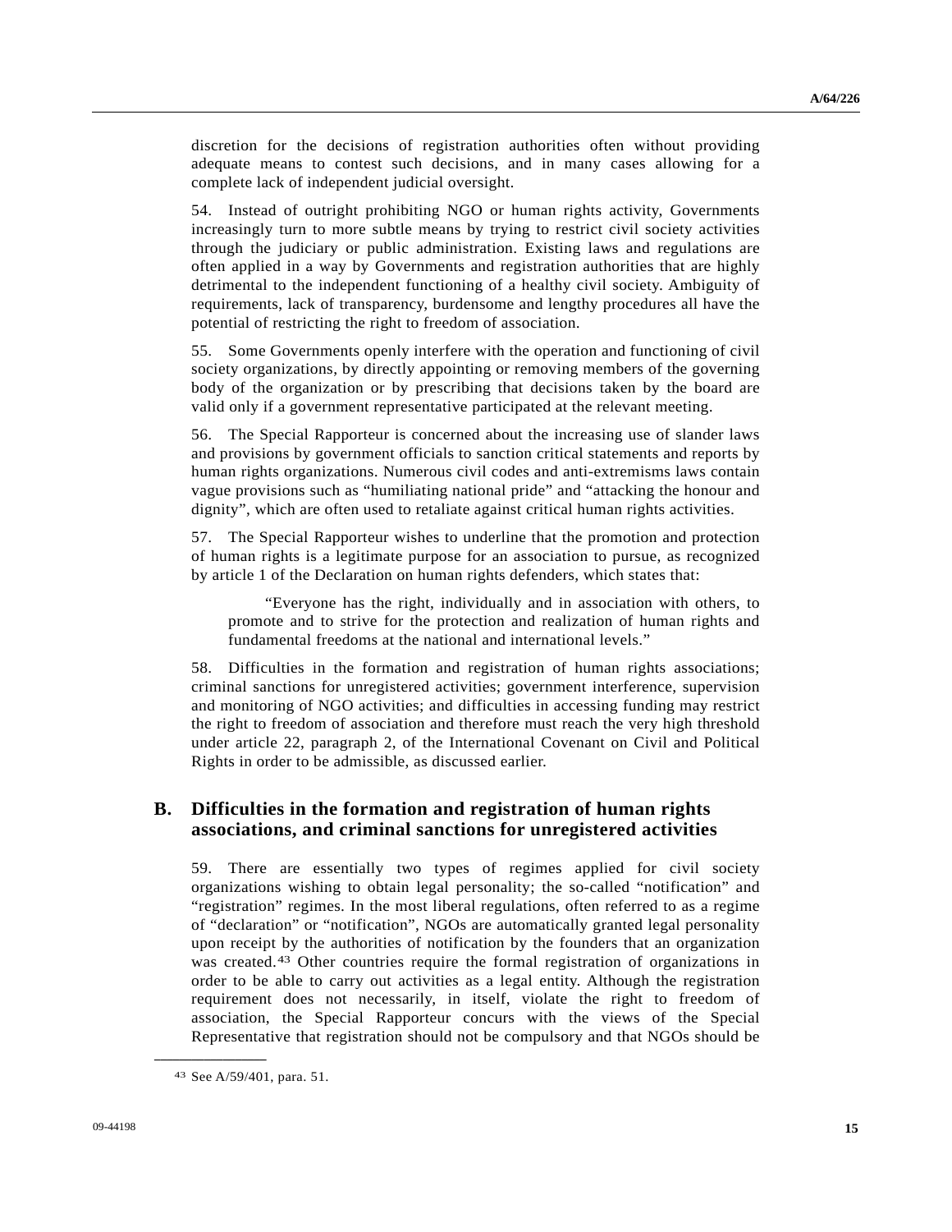discretion for the decisions of registration authorities often without providing adequate means to contest such decisions, and in many cases allowing for a complete lack of independent judicial oversight.

54. Instead of outright prohibiting NGO or human rights activity, Governments increasingly turn to more subtle means by trying to restrict civil society activities through the judiciary or public administration. Existing laws and regulations are often applied in a way by Governments and registration authorities that are highly detrimental to the independent functioning of a healthy civil society. Ambiguity of requirements, lack of transparency, burdensome and lengthy procedures all have the potential of restricting the right to freedom of association.

55. Some Governments openly interfere with the operation and functioning of civil society organizations, by directly appointing or removing members of the governing body of the organization or by prescribing that decisions taken by the board are valid only if a government representative participated at the relevant meeting.

56. The Special Rapporteur is concerned about the increasing use of slander laws and provisions by government officials to sanction critical statements and reports by human rights organizations. Numerous civil codes and anti-extremisms laws contain vague provisions such as "humiliating national pride" and "attacking the honour and dignity", which are often used to retaliate against critical human rights activities.

57. The Special Rapporteur wishes to underline that the promotion and protection of human rights is a legitimate purpose for an association to pursue, as recognized by article 1 of the Declaration on human rights defenders, which states that:

> "Everyone has the right, individually and in association with others, to promote and to strive for the protection and realization of human rights and fundamental freedoms at the national and international levels."

58. Difficulties in the formation and registration of human rights associations; criminal sanctions for unregistered activities; government interference, supervision and monitoring of NGO activities; and difficulties in accessing funding may restrict the right to freedom of association and therefore must reach the very high threshold under article 22, paragraph 2, of the International Covenant on Civil and Political Rights in order to be admissible, as discussed earlier.

## B. Difficulties in the formation and registration of human rights associations, and criminal sanctions for unregistered activities

59. There are essentially two types of regimes applied for civil society organizations wishing to obtain legal personality; the so-called "notification" and "registration" regimes. In the most liberal regulations, often referred to as a regime of "declaration" or "notification", NGOs are automatically granted legal personality upon receipt by the authorities of notification by the founders that an organization was created.[43] Other countries require the formal registration of organizations in order to be able to carry out activities as a legal entity. Although the registration requirement does not necessarily, in itself, violate the right to freedom of association, the Special Rapporteur concurs with the views of the Special Representative that registration should not be compulsory and that NGOs should be

---

[43] See A/59/401, para. 51.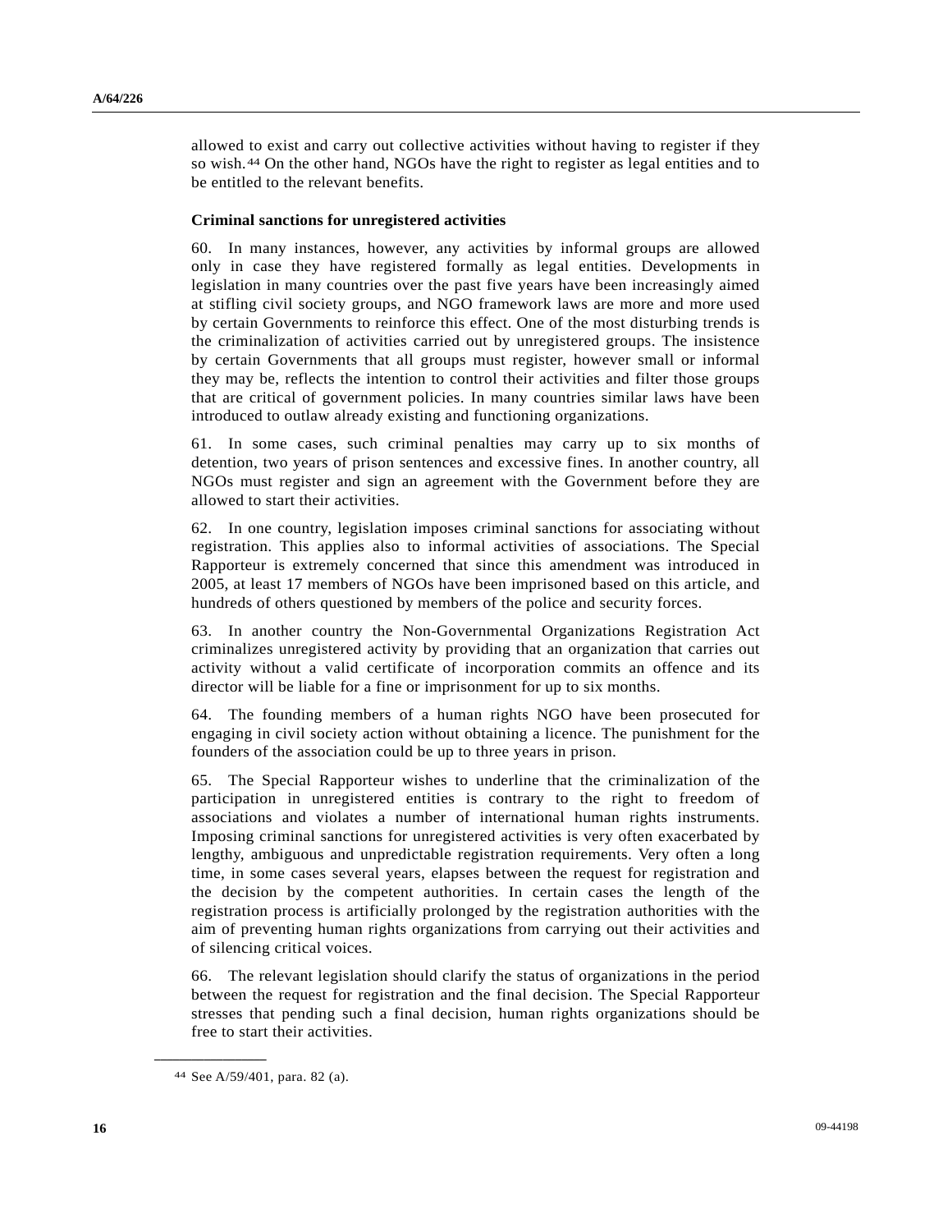allowed to exist and carry out collective activities without having to register if they so wish.[44] On the other hand, NGOs have the right to register as legal entities and to be entitled to the relevant benefits.

**Criminal sanctions for unregistered activities**

60. In many instances, however, any activities by informal groups are allowed only in case they have registered formally as legal entities. Developments in legislation in many countries over the past five years have been increasingly aimed at stifling civil society groups, and NGO framework laws are more and more used by certain Governments to reinforce this effect. One of the most disturbing trends is the criminalization of activities carried out by unregistered groups. The insistence by certain Governments that all groups must register, however small or informal they may be, reflects the intention to control their activities and filter those groups that are critical of government policies. In many countries similar laws have been introduced to outlaw already existing and functioning organizations.

61. In some cases, such criminal penalties may carry up to six months of detention, two years of prison sentences and excessive fines. In another country, all NGOs must register and sign an agreement with the Government before they are allowed to start their activities.

62. In one country, legislation imposes criminal sanctions for associating without registration. This applies also to informal activities of associations. The Special Rapporteur is extremely concerned that since this amendment was introduced in 2005, at least 17 members of NGOs have been imprisoned based on this article, and hundreds of others questioned by members of the police and security forces.

63. In another country the Non-Governmental Organizations Registration Act criminalizes unregistered activity by providing that an organization that carries out activity without a valid certificate of incorporation commits an offence and its director will be liable for a fine or imprisonment for up to six months.

64. The founding members of a human rights NGO have been prosecuted for engaging in civil society action without obtaining a licence. The punishment for the founders of the association could be up to three years in prison.

65. The Special Rapporteur wishes to underline that the criminalization of the participation in unregistered entities is contrary to the right to freedom of associations and violates a number of international human rights instruments. Imposing criminal sanctions for unregistered activities is very often exacerbated by lengthy, ambiguous and unpredictable registration requirements. Very often a long time, in some cases several years, elapses between the request for registration and the decision by the competent authorities. In certain cases the length of the registration process is artificially prolonged by the registration authorities with the aim of preventing human rights organizations from carrying out their activities and of silencing critical voices.

66. The relevant legislation should clarify the status of organizations in the period between the request for registration and the final decision. The Special Rapporteur stresses that pending such a final decision, human rights organizations should be free to start their activities.

---

[44] See A/59/401, para. 82 (a).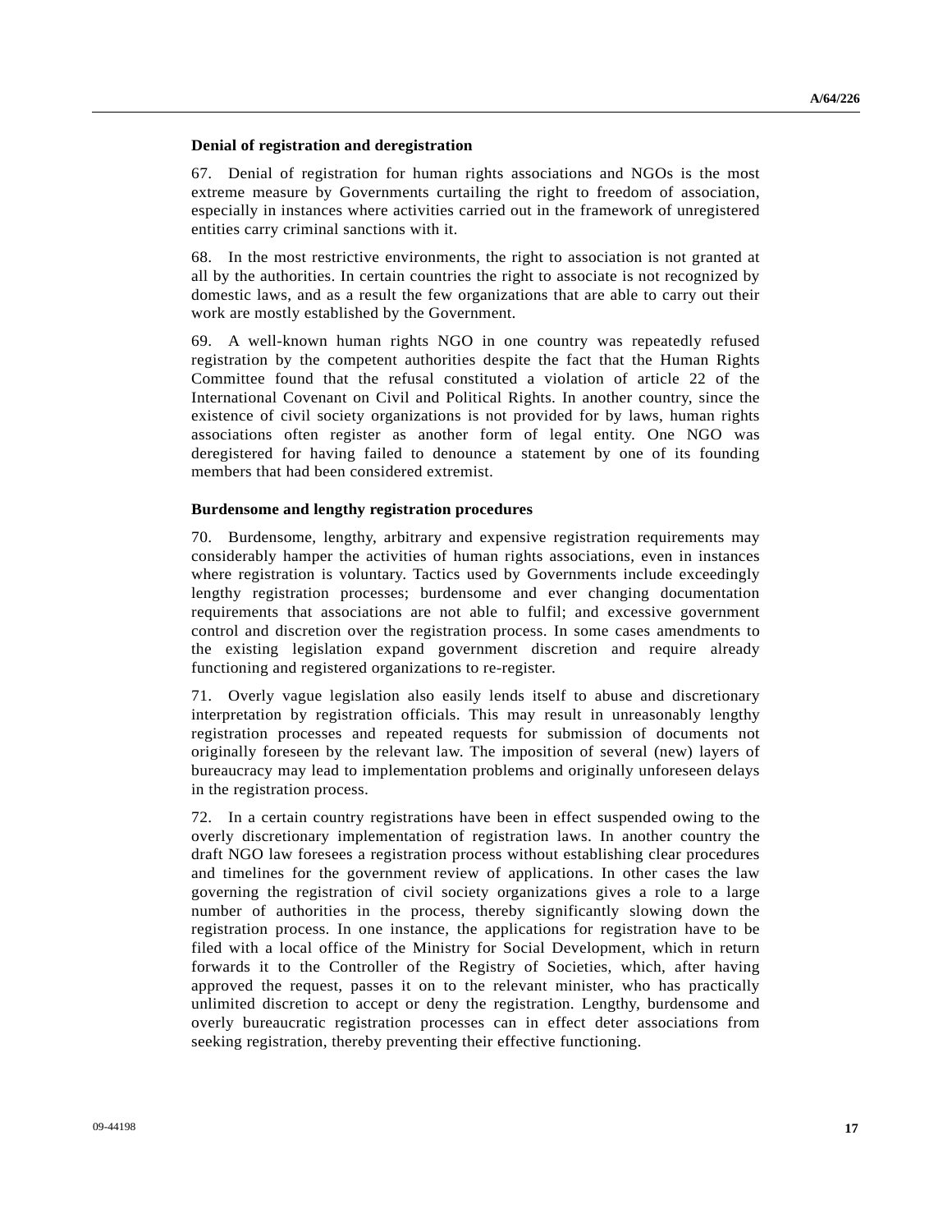### Denial of registration and deregistration

67. Denial of registration for human rights associations and NGOs is the most extreme measure by Governments curtailing the right to freedom of association, especially in instances where activities carried out in the framework of unregistered entities carry criminal sanctions with it.

68. In the most restrictive environments, the right to association is not granted at all by the authorities. In certain countries the right to associate is not recognized by domestic laws, and as a result the few organizations that are able to carry out their work are mostly established by the Government.

69. A well-known human rights NGO in one country was repeatedly refused registration by the competent authorities despite the fact that the Human Rights Committee found that the refusal constituted a violation of article 22 of the International Covenant on Civil and Political Rights. In another country, since the existence of civil society organizations is not provided for by laws, human rights associations often register as another form of legal entity. One NGO was deregistered for having failed to denounce a statement by one of its founding members that had been considered extremist.

### Burdensome and lengthy registration procedures

70. Burdensome, lengthy, arbitrary and expensive registration requirements may considerably hamper the activities of human rights associations, even in instances where registration is voluntary. Tactics used by Governments include exceedingly lengthy registration processes; burdensome and ever changing documentation requirements that associations are not able to fulfil; and excessive government control and discretion over the registration process. In some cases amendments to the existing legislation expand government discretion and require already functioning and registered organizations to re-register.

71. Overly vague legislation also easily lends itself to abuse and discretionary interpretation by registration officials. This may result in unreasonably lengthy registration processes and repeated requests for submission of documents not originally foreseen by the relevant law. The imposition of several (new) layers of bureaucracy may lead to implementation problems and originally unforeseen delays in the registration process.

72. In a certain country registrations have been in effect suspended owing to the overly discretionary implementation of registration laws. In another country the draft NGO law foresees a registration process without establishing clear procedures and timelines for the government review of applications. In other cases the law governing the registration of civil society organizations gives a role to a large number of authorities in the process, thereby significantly slowing down the registration process. In one instance, the applications for registration have to be filed with a local office of the Ministry for Social Development, which in return forwards it to the Controller of the Registry of Societies, which, after having approved the request, passes it on to the relevant minister, who has practically unlimited discretion to accept or deny the registration. Lengthy, burdensome and overly bureaucratic registration processes can in effect deter associations from seeking registration, thereby preventing their effective functioning.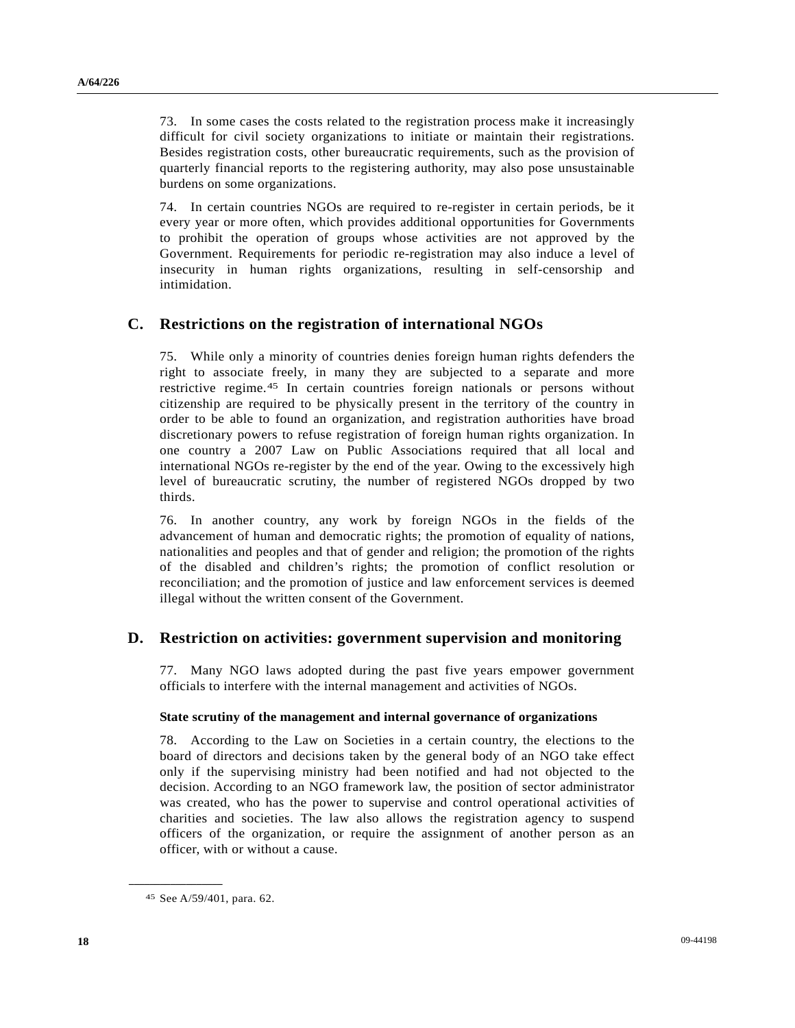73. In some cases the costs related to the registration process make it increasingly difficult for civil society organizations to initiate or maintain their registrations. Besides registration costs, other bureaucratic requirements, such as the provision of quarterly financial reports to the registering authority, may also pose unsustainable burdens on some organizations.

74. In certain countries NGOs are required to re-register in certain periods, be it every year or more often, which provides additional opportunities for Governments to prohibit the operation of groups whose activities are not approved by the Government. Requirements for periodic re-registration may also induce a level of insecurity in human rights organizations, resulting in self-censorship and intimidation.

## C. Restrictions on the registration of international NGOs

75. While only a minority of countries denies foreign human rights defenders the right to associate freely, in many they are subjected to a separate and more restrictive regime.[45] In certain countries foreign nationals or persons without citizenship are required to be physically present in the territory of the country in order to be able to found an organization, and registration authorities have broad discretionary powers to refuse registration of foreign human rights organization. In one country a 2007 Law on Public Associations required that all local and international NGOs re-register by the end of the year. Owing to the excessively high level of bureaucratic scrutiny, the number of registered NGOs dropped by two thirds.

76. In another country, any work by foreign NGOs in the fields of the advancement of human and democratic rights; the promotion of equality of nations, nationalities and peoples and that of gender and religion; the promotion of the rights of the disabled and children's rights; the promotion of conflict resolution or reconciliation; and the promotion of justice and law enforcement services is deemed illegal without the written consent of the Government.

## D. Restriction on activities: government supervision and monitoring

77. Many NGO laws adopted during the past five years empower government officials to interfere with the internal management and activities of NGOs.

### State scrutiny of the management and internal governance of organizations

78. According to the Law on Societies in a certain country, the elections to the board of directors and decisions taken by the general body of an NGO take effect only if the supervising ministry had been notified and had not objected to the decision. According to an NGO framework law, the position of sector administrator was created, who has the power to supervise and control operational activities of charities and societies. The law also allows the registration agency to suspend officers of the organization, or require the assignment of another person as an officer, with or without a cause.

---

[45] See A/59/401, para. 62.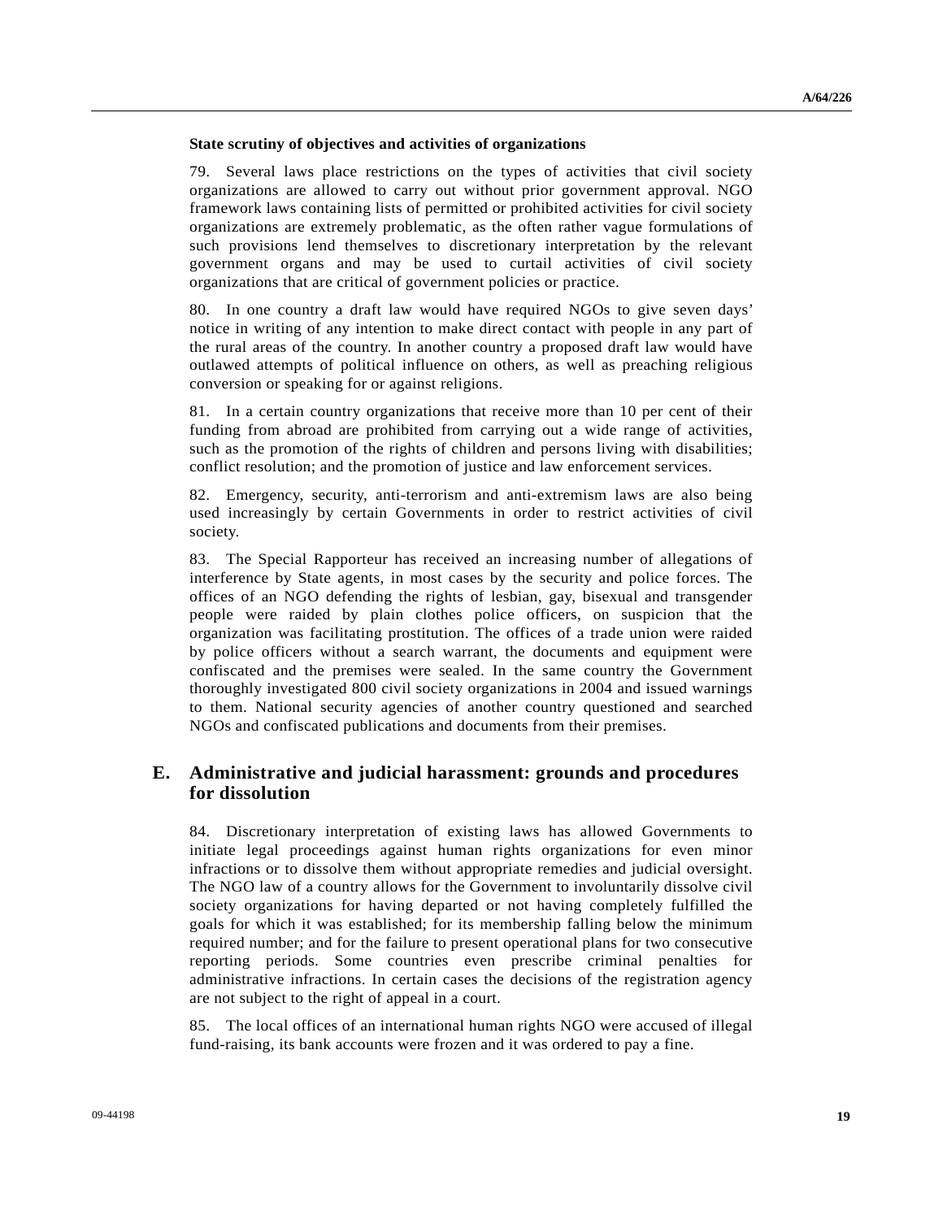**State scrutiny of objectives and activities of organizations**

79. Several laws place restrictions on the types of activities that civil society organizations are allowed to carry out without prior government approval. NGO framework laws containing lists of permitted or prohibited activities for civil society organizations are extremely problematic, as the often rather vague formulations of such provisions lend themselves to discretionary interpretation by the relevant government organs and may be used to curtail activities of civil society organizations that are critical of government policies or practice.

80. In one country a draft law would have required NGOs to give seven days' notice in writing of any intention to make direct contact with people in any part of the rural areas of the country. In another country a proposed draft law would have outlawed attempts of political influence on others, as well as preaching religious conversion or speaking for or against religions.

81. In a certain country organizations that receive more than 10 per cent of their funding from abroad are prohibited from carrying out a wide range of activities, such as the promotion of the rights of children and persons living with disabilities; conflict resolution; and the promotion of justice and law enforcement services.

82. Emergency, security, anti-terrorism and anti-extremism laws are also being used increasingly by certain Governments in order to restrict activities of civil society.

83. The Special Rapporteur has received an increasing number of allegations of interference by State agents, in most cases by the security and police forces. The offices of an NGO defending the rights of lesbian, gay, bisexual and transgender people were raided by plain clothes police officers, on suspicion that the organization was facilitating prostitution. The offices of a trade union were raided by police officers without a search warrant, the documents and equipment were confiscated and the premises were sealed. In the same country the Government thoroughly investigated 800 civil society organizations in 2004 and issued warnings to them. National security agencies of another country questioned and searched NGOs and confiscated publications and documents from their premises.

## E. Administrative and judicial harassment: grounds and procedures for dissolution

84. Discretionary interpretation of existing laws has allowed Governments to initiate legal proceedings against human rights organizations for even minor infractions or to dissolve them without appropriate remedies and judicial oversight. The NGO law of a country allows for the Government to involuntarily dissolve civil society organizations for having departed or not having completely fulfilled the goals for which it was established; for its membership falling below the minimum required number; and for the failure to present operational plans for two consecutive reporting periods. Some countries even prescribe criminal penalties for administrative infractions. In certain cases the decisions of the registration agency are not subject to the right of appeal in a court.

85. The local offices of an international human rights NGO were accused of illegal fund-raising, its bank accounts were frozen and it was ordered to pay a fine.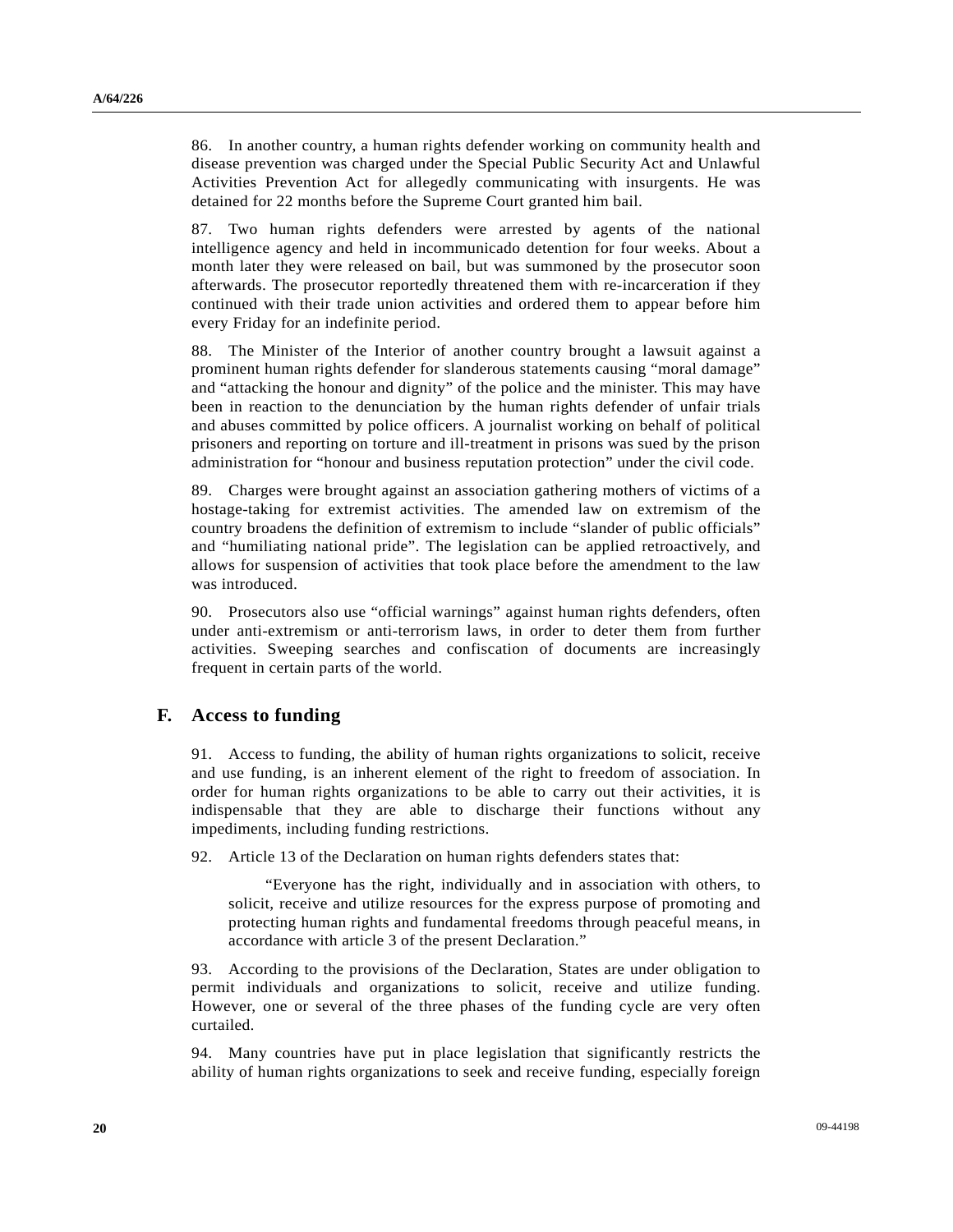86. In another country, a human rights defender working on community health and disease prevention was charged under the Special Public Security Act and Unlawful Activities Prevention Act for allegedly communicating with insurgents. He was detained for 22 months before the Supreme Court granted him bail.

87. Two human rights defenders were arrested by agents of the national intelligence agency and held in incommunicado detention for four weeks. About a month later they were released on bail, but was summoned by the prosecutor soon afterwards. The prosecutor reportedly threatened them with re-incarceration if they continued with their trade union activities and ordered them to appear before him every Friday for an indefinite period.

88. The Minister of the Interior of another country brought a lawsuit against a prominent human rights defender for slanderous statements causing "moral damage" and "attacking the honour and dignity" of the police and the minister. This may have been in reaction to the denunciation by the human rights defender of unfair trials and abuses committed by police officers. A journalist working on behalf of political prisoners and reporting on torture and ill-treatment in prisons was sued by the prison administration for "honour and business reputation protection" under the civil code.

89. Charges were brought against an association gathering mothers of victims of a hostage-taking for extremist activities. The amended law on extremism of the country broadens the definition of extremism to include "slander of public officials" and "humiliating national pride". The legislation can be applied retroactively, and allows for suspension of activities that took place before the amendment to the law was introduced.

90. Prosecutors also use "official warnings" against human rights defenders, often under anti-extremism or anti-terrorism laws, in order to deter them from further activities. Sweeping searches and confiscation of documents are increasingly frequent in certain parts of the world.

## F. Access to funding

91. Access to funding, the ability of human rights organizations to solicit, receive and use funding, is an inherent element of the right to freedom of association. In order for human rights organizations to be able to carry out their activities, it is indispensable that they are able to discharge their functions without any impediments, including funding restrictions.

92. Article 13 of the Declaration on human rights defenders states that:

> "Everyone has the right, individually and in association with others, to solicit, receive and utilize resources for the express purpose of promoting and protecting human rights and fundamental freedoms through peaceful means, in accordance with article 3 of the present Declaration."

93. According to the provisions of the Declaration, States are under obligation to permit individuals and organizations to solicit, receive and utilize funding. However, one or several of the three phases of the funding cycle are very often curtailed.

94. Many countries have put in place legislation that significantly restricts the ability of human rights organizations to seek and receive funding, especially foreign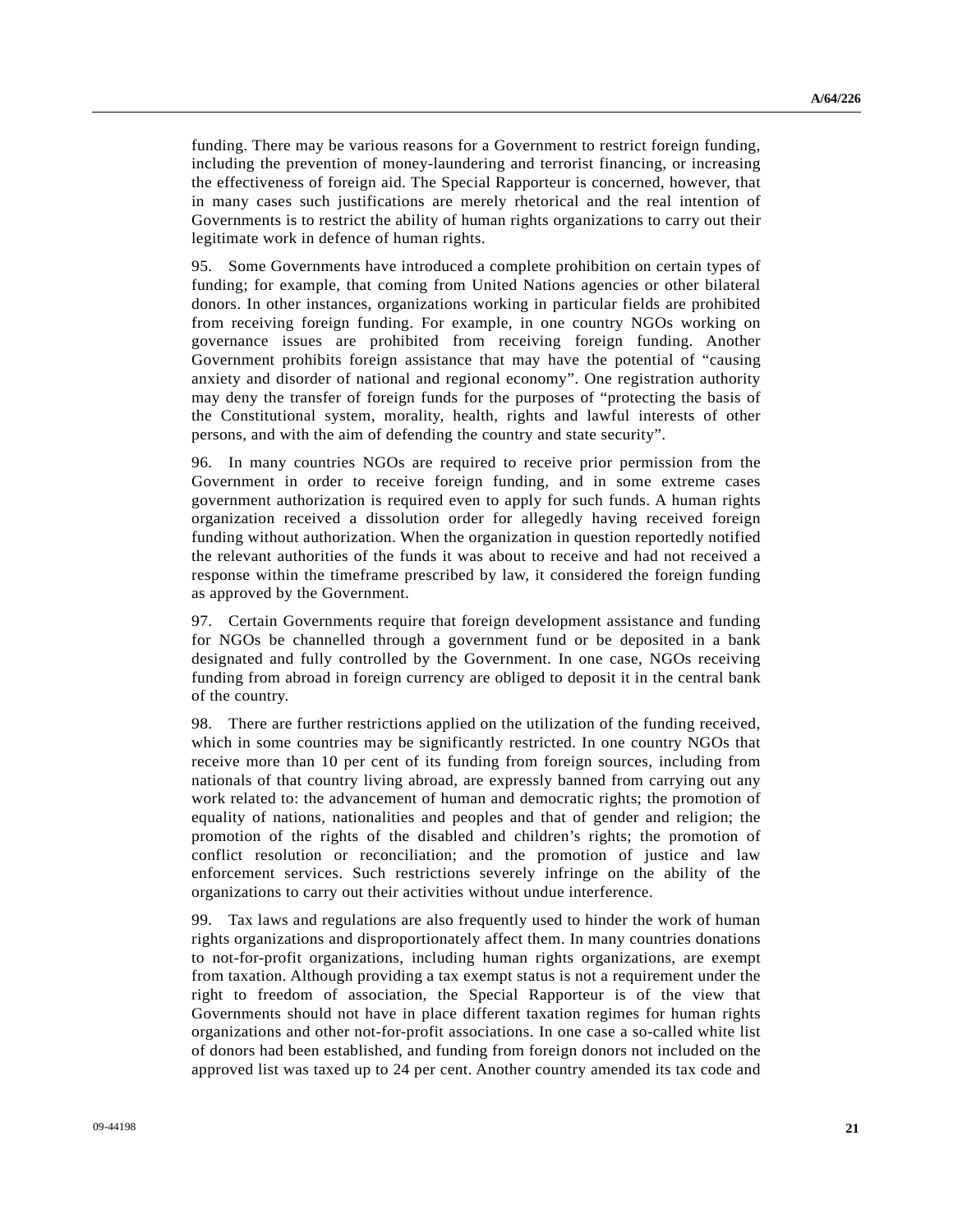funding. There may be various reasons for a Government to restrict foreign funding, including the prevention of money-laundering and terrorist financing, or increasing the effectiveness of foreign aid. The Special Rapporteur is concerned, however, that in many cases such justifications are merely rhetorical and the real intention of Governments is to restrict the ability of human rights organizations to carry out their legitimate work in defence of human rights.

95. Some Governments have introduced a complete prohibition on certain types of funding; for example, that coming from United Nations agencies or other bilateral donors. In other instances, organizations working in particular fields are prohibited from receiving foreign funding. For example, in one country NGOs working on governance issues are prohibited from receiving foreign funding. Another Government prohibits foreign assistance that may have the potential of "causing anxiety and disorder of national and regional economy". One registration authority may deny the transfer of foreign funds for the purposes of "protecting the basis of the Constitutional system, morality, health, rights and lawful interests of other persons, and with the aim of defending the country and state security".

96. In many countries NGOs are required to receive prior permission from the Government in order to receive foreign funding, and in some extreme cases government authorization is required even to apply for such funds. A human rights organization received a dissolution order for allegedly having received foreign funding without authorization. When the organization in question reportedly notified the relevant authorities of the funds it was about to receive and had not received a response within the timeframe prescribed by law, it considered the foreign funding as approved by the Government.

97. Certain Governments require that foreign development assistance and funding for NGOs be channelled through a government fund or be deposited in a bank designated and fully controlled by the Government. In one case, NGOs receiving funding from abroad in foreign currency are obliged to deposit it in the central bank of the country.

98. There are further restrictions applied on the utilization of the funding received, which in some countries may be significantly restricted. In one country NGOs that receive more than 10 per cent of its funding from foreign sources, including from nationals of that country living abroad, are expressly banned from carrying out any work related to: the advancement of human and democratic rights; the promotion of equality of nations, nationalities and peoples and that of gender and religion; the promotion of the rights of the disabled and children's rights; the promotion of conflict resolution or reconciliation; and the promotion of justice and law enforcement services. Such restrictions severely infringe on the ability of the organizations to carry out their activities without undue interference.

99. Tax laws and regulations are also frequently used to hinder the work of human rights organizations and disproportionately affect them. In many countries donations to not-for-profit organizations, including human rights organizations, are exempt from taxation. Although providing a tax exempt status is not a requirement under the right to freedom of association, the Special Rapporteur is of the view that Governments should not have in place different taxation regimes for human rights organizations and other not-for-profit associations. In one case a so-called white list of donors had been established, and funding from foreign donors not included on the approved list was taxed up to 24 per cent. Another country amended its tax code and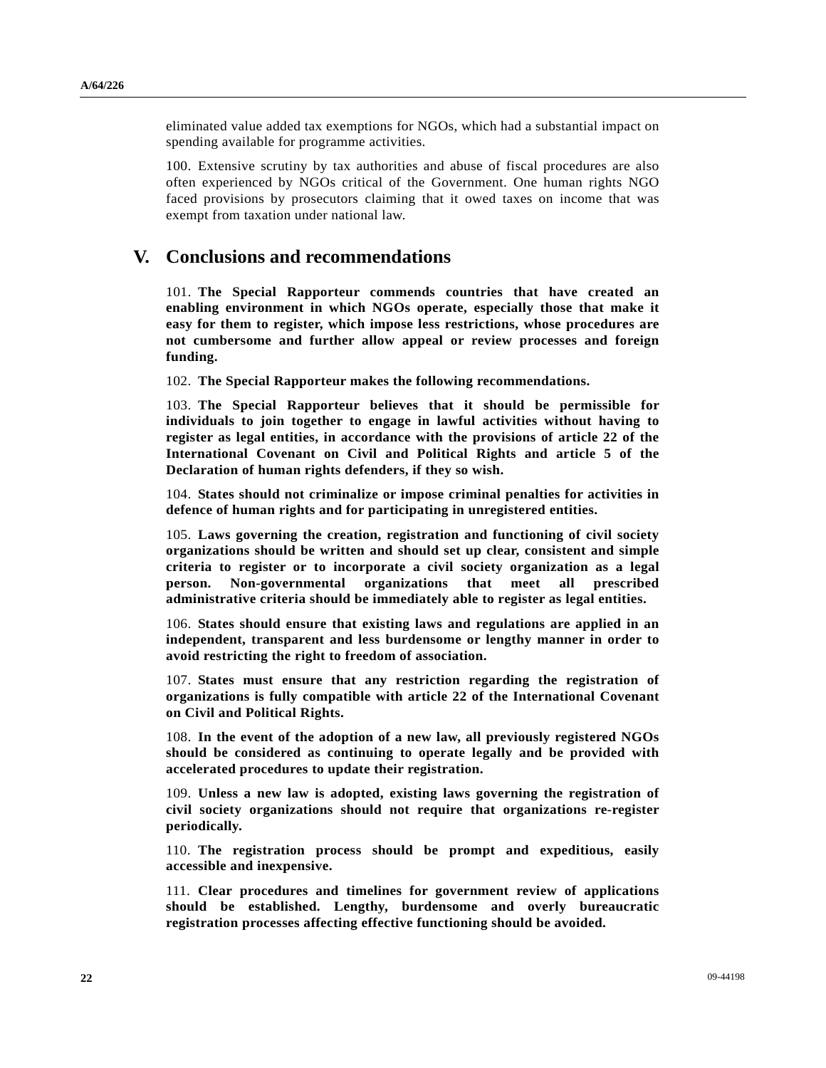eliminated value added tax exemptions for NGOs, which had a substantial impact on spending available for programme activities.

100. Extensive scrutiny by tax authorities and abuse of fiscal procedures are also often experienced by NGOs critical of the Government. One human rights NGO faced provisions by prosecutors claiming that it owed taxes on income that was exempt from taxation under national law.

# V. Conclusions and recommendations

101. **The Special Rapporteur commends countries that have created an enabling environment in which NGOs operate, especially those that make it easy for them to register, which impose less restrictions, whose procedures are not cumbersome and further allow appeal or review processes and foreign funding.**

102. **The Special Rapporteur makes the following recommendations.**

103. **The Special Rapporteur believes that it should be permissible for individuals to join together to engage in lawful activities without having to register as legal entities, in accordance with the provisions of article 22 of the International Covenant on Civil and Political Rights and article 5 of the Declaration of human rights defenders, if they so wish.**

104. **States should not criminalize or impose criminal penalties for activities in defence of human rights and for participating in unregistered entities.**

105. **Laws governing the creation, registration and functioning of civil society organizations should be written and should set up clear, consistent and simple criteria to register or to incorporate a civil society organization as a legal person. Non-governmental organizations that meet all prescribed administrative criteria should be immediately able to register as legal entities.**

106. **States should ensure that existing laws and regulations are applied in an independent, transparent and less burdensome or lengthy manner in order to avoid restricting the right to freedom of association.**

107. **States must ensure that any restriction regarding the registration of organizations is fully compatible with article 22 of the International Covenant on Civil and Political Rights.**

108. **In the event of the adoption of a new law, all previously registered NGOs should be considered as continuing to operate legally and be provided with accelerated procedures to update their registration.**

109. **Unless a new law is adopted, existing laws governing the registration of civil society organizations should not require that organizations re-register periodically.**

110. **The registration process should be prompt and expeditious, easily accessible and inexpensive.**

111. **Clear procedures and timelines for government review of applications should be established. Lengthy, burdensome and overly bureaucratic registration processes affecting effective functioning should be avoided.**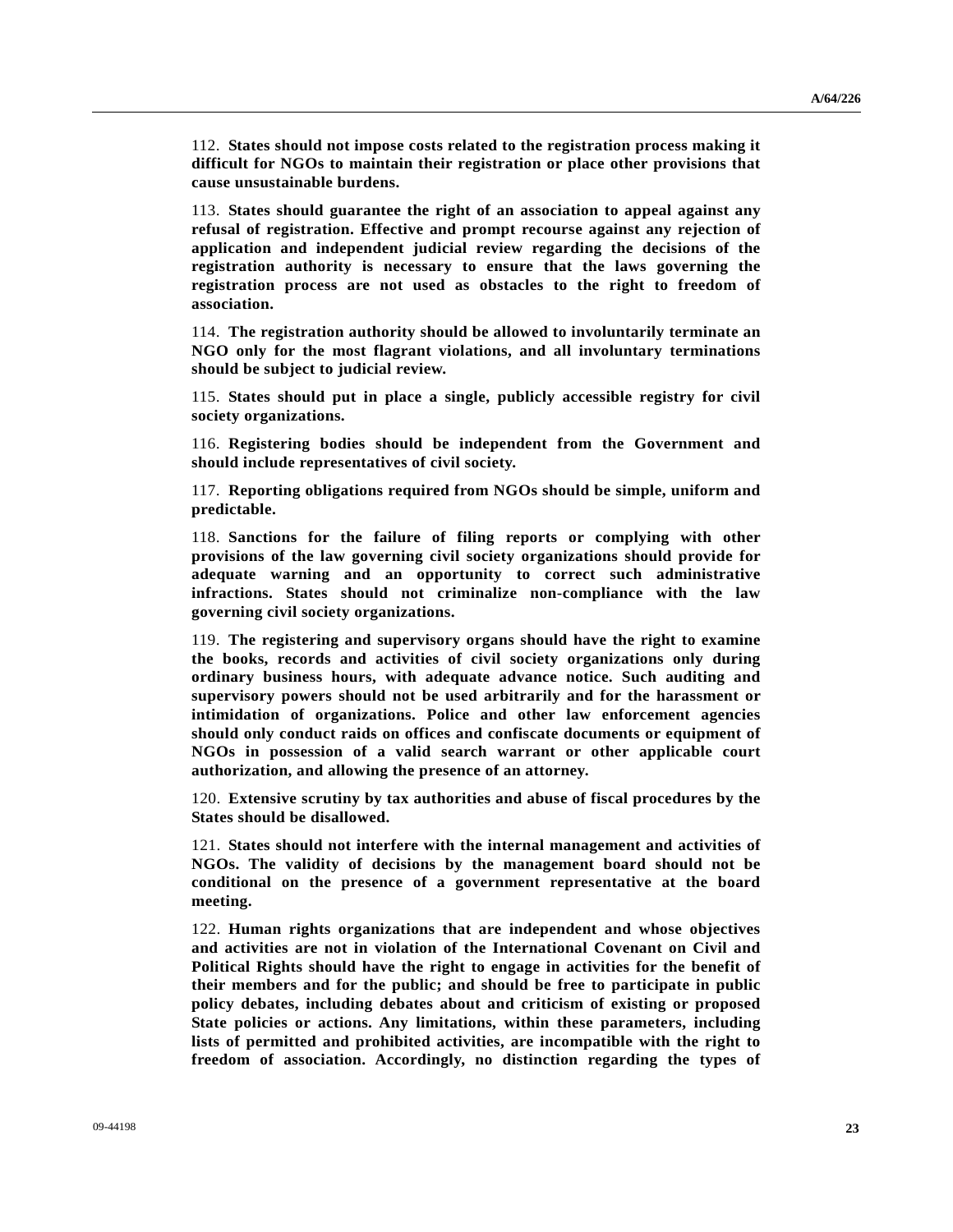112. **States should not impose costs related to the registration process making it difficult for NGOs to maintain their registration or place other provisions that cause unsustainable burdens.**

113. **States should guarantee the right of an association to appeal against any refusal of registration. Effective and prompt recourse against any rejection of application and independent judicial review regarding the decisions of the registration authority is necessary to ensure that the laws governing the registration process are not used as obstacles to the right to freedom of association.**

114. **The registration authority should be allowed to involuntarily terminate an NGO only for the most flagrant violations, and all involuntary terminations should be subject to judicial review.**

115. **States should put in place a single, publicly accessible registry for civil society organizations.**

116. **Registering bodies should be independent from the Government and should include representatives of civil society.**

117. **Reporting obligations required from NGOs should be simple, uniform and predictable.**

118. **Sanctions for the failure of filing reports or complying with other provisions of the law governing civil society organizations should provide for adequate warning and an opportunity to correct such administrative infractions. States should not criminalize non-compliance with the law governing civil society organizations.**

119. **The registering and supervisory organs should have the right to examine the books, records and activities of civil society organizations only during ordinary business hours, with adequate advance notice. Such auditing and supervisory powers should not be used arbitrarily and for the harassment or intimidation of organizations. Police and other law enforcement agencies should only conduct raids on offices and confiscate documents or equipment of NGOs in possession of a valid search warrant or other applicable court authorization, and allowing the presence of an attorney.**

120. **Extensive scrutiny by tax authorities and abuse of fiscal procedures by the States should be disallowed.**

121. **States should not interfere with the internal management and activities of NGOs. The validity of decisions by the management board should not be conditional on the presence of a government representative at the board meeting.**

122. **Human rights organizations that are independent and whose objectives and activities are not in violation of the International Covenant on Civil and Political Rights should have the right to engage in activities for the benefit of their members and for the public; and should be free to participate in public policy debates, including debates about and criticism of existing or proposed State policies or actions. Any limitations, within these parameters, including lists of permitted and prohibited activities, are incompatible with the right to freedom of association. Accordingly, no distinction regarding the types of**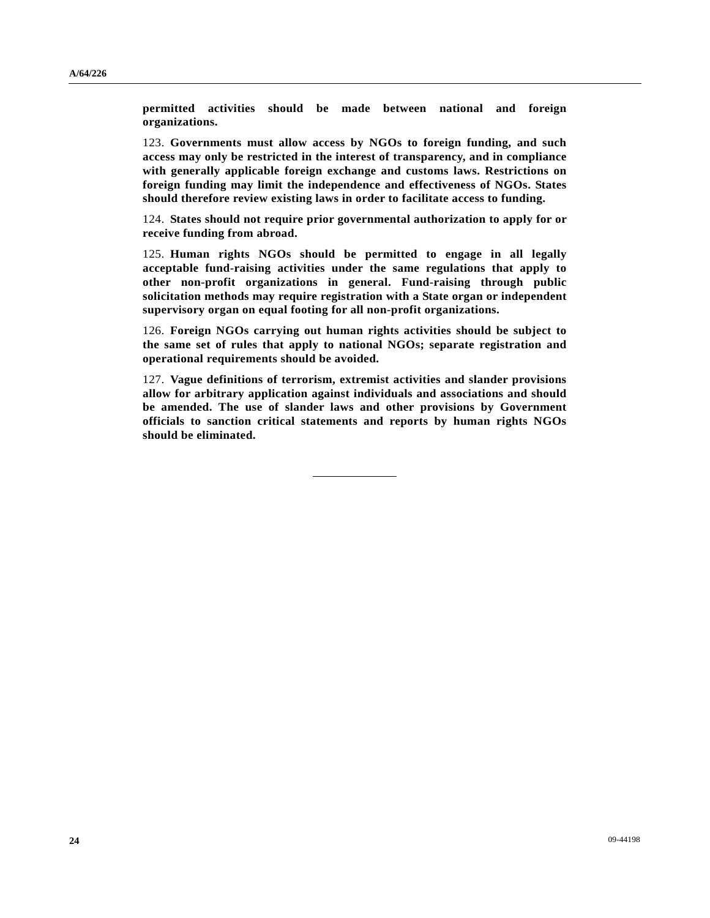**permitted activities should be made between national and foreign organizations.**

123. **Governments must allow access by NGOs to foreign funding, and such access may only be restricted in the interest of transparency, and in compliance with generally applicable foreign exchange and customs laws. Restrictions on foreign funding may limit the independence and effectiveness of NGOs. States should therefore review existing laws in order to facilitate access to funding.**

124. **States should not require prior governmental authorization to apply for or receive funding from abroad.**

125. **Human rights NGOs should be permitted to engage in all legally acceptable fund-raising activities under the same regulations that apply to other non-profit organizations in general. Fund-raising through public solicitation methods may require registration with a State organ or independent supervisory organ on equal footing for all non-profit organizations.**

126. **Foreign NGOs carrying out human rights activities should be subject to the same set of rules that apply to national NGOs; separate registration and operational requirements should be avoided.**

127. **Vague definitions of terrorism, extremist activities and slander provisions allow for arbitrary application against individuals and associations and should be amended. The use of slander laws and other provisions by Government officials to sanction critical statements and reports by human rights NGOs should be eliminated.**